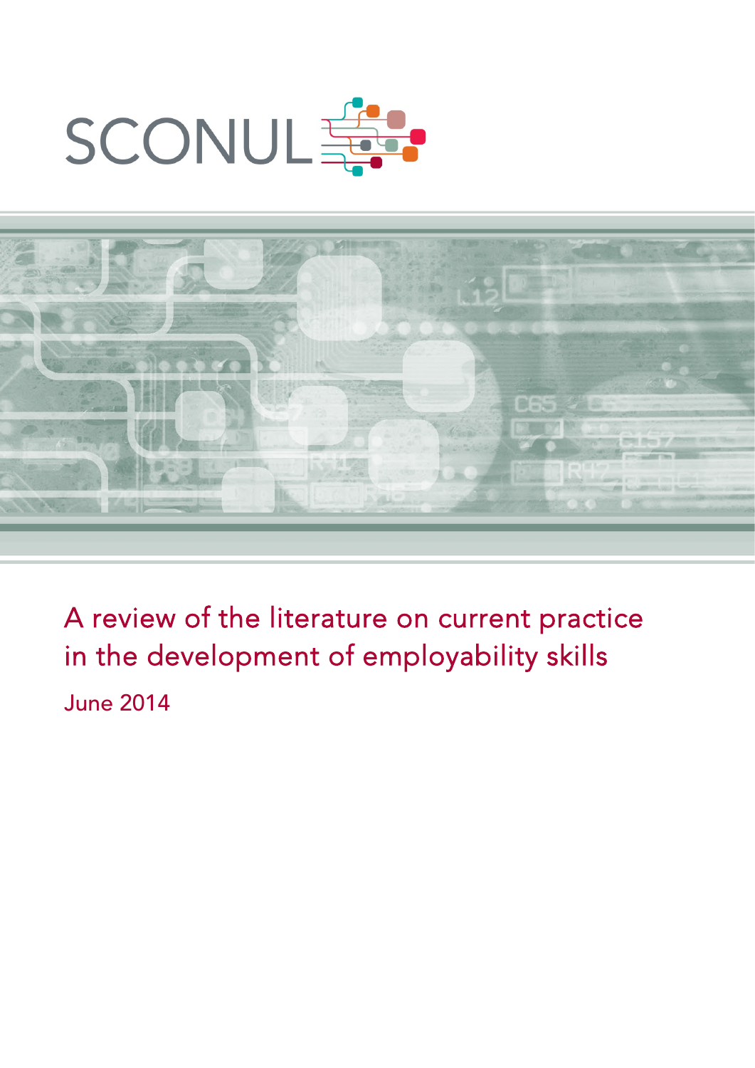SCONUL

# A review of the literature on current practice in the development of employability skills

June 2014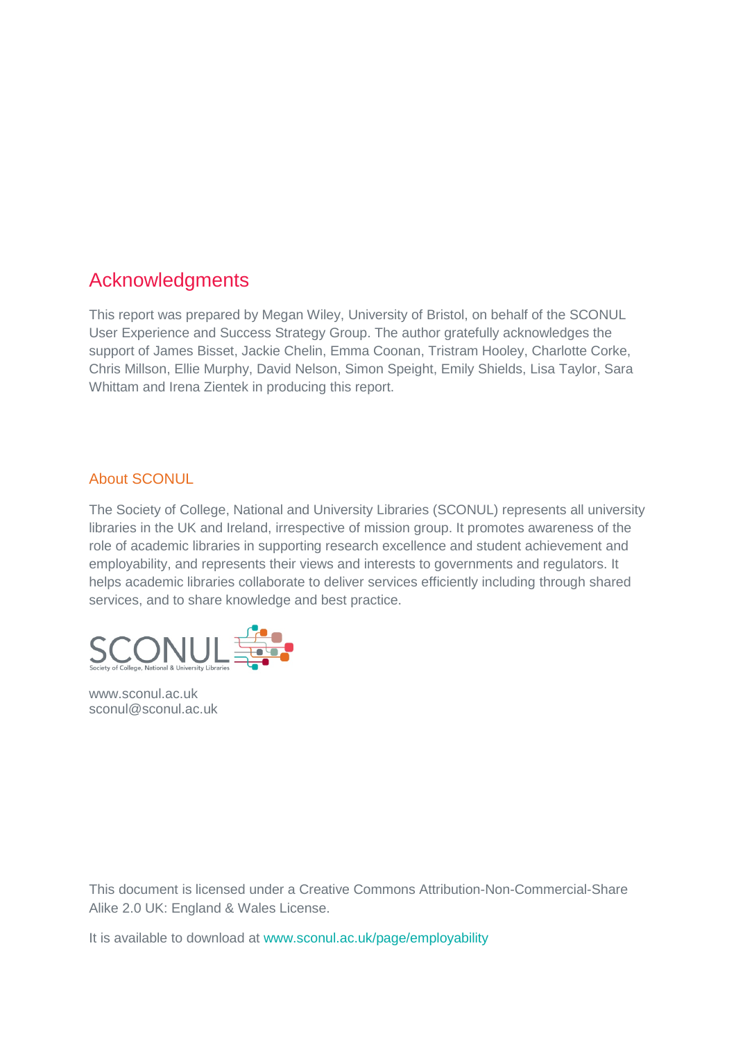## Acknowledgments

This report was prepared by Megan Wiley, University of Bristol, on behalf of the SCONUL User Experience and Success Strategy Group. The author gratefully acknowledges the support of James Bisset, Jackie Chelin, Emma Coonan, Tristram Hooley, Charlotte Corke, Chris Millson, Ellie Murphy, David Nelson, Simon Speight, Emily Shields, Lisa Taylor, Sara Whittam and Irena Zientek in producing this report.

### About SCONUL

The Society of College, National and University Libraries (SCONUL) represents all university libraries in the UK and Ireland, irrespective of mission group. It promotes awareness of the role of academic libraries in supporting research excellence and student achievement and employability, and represents their views and interests to governments and regulators. It helps academic libraries collaborate to deliver services efficiently including through shared services, and to share knowledge and best practice.

SCONUL
Society of College, National & University Libraries

www.sconul.ac.uk
sconul@sconul.ac.uk

This document is licensed under a Creative Commons Attribution-Non-Commercial-Share Alike 2.0 UK: England & Wales License.

It is available to download at www.sconul.ac.uk/page/employability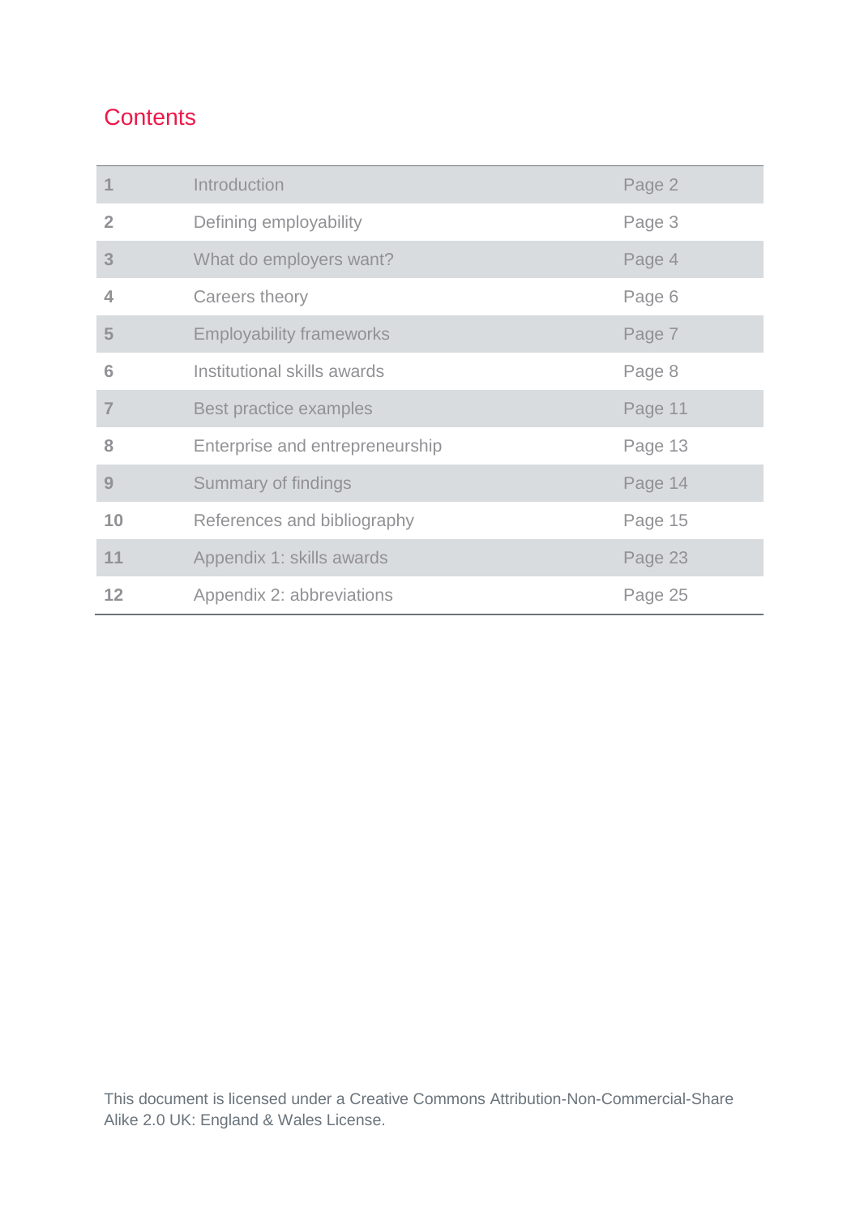# Contents

| | | |
|---|---|---|
| 1 | Introduction | Page 2 |
| 2 | Defining employability | Page 3 |
| 3 | What do employers want? | Page 4 |
| 4 | Careers theory | Page 6 |
| 5 | Employability frameworks | Page 7 |
| 6 | Institutional skills awards | Page 8 |
| 7 | Best practice examples | Page 11 |
| 8 | Enterprise and entrepreneurship | Page 13 |
| 9 | Summary of findings | Page 14 |
| 10 | References and bibliography | Page 15 |
| 11 | Appendix 1: skills awards | Page 23 |
| 12 | Appendix 2: abbreviations | Page 25 |

This document is licensed under a Creative Commons Attribution-Non-Commercial-Share Alike 2.0 UK: England & Wales License.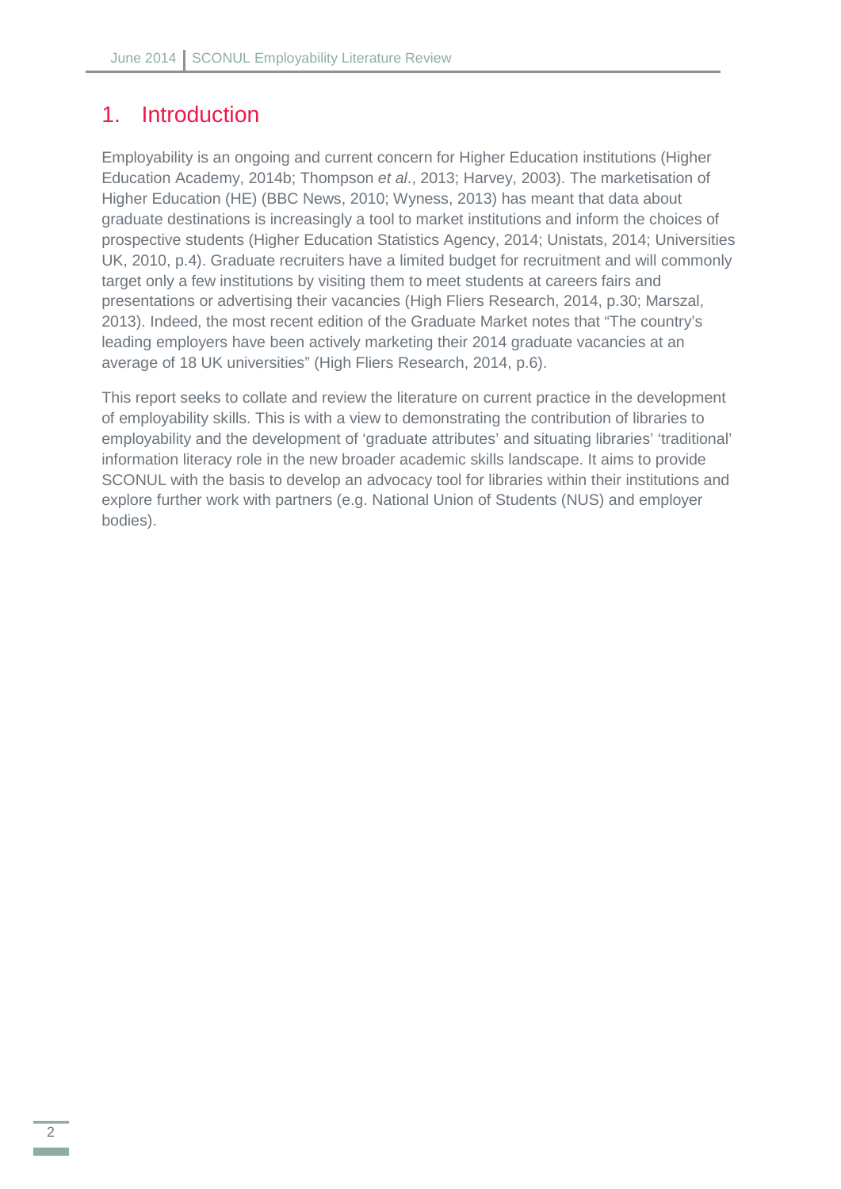# 1. Introduction

Employability is an ongoing and current concern for Higher Education institutions (Higher Education Academy, 2014b; Thompson *et al*., 2013; Harvey, 2003). The marketisation of Higher Education (HE) (BBC News, 2010; Wyness, 2013) has meant that data about graduate destinations is increasingly a tool to market institutions and inform the choices of prospective students (Higher Education Statistics Agency, 2014; Unistats, 2014; Universities UK, 2010, p.4). Graduate recruiters have a limited budget for recruitment and will commonly target only a few institutions by visiting them to meet students at careers fairs and presentations or advertising their vacancies (High Fliers Research, 2014, p.30; Marszal, 2013). Indeed, the most recent edition of the Graduate Market notes that "The country's leading employers have been actively marketing their 2014 graduate vacancies at an average of 18 UK universities" (High Fliers Research, 2014, p.6).

This report seeks to collate and review the literature on current practice in the development of employability skills. This is with a view to demonstrating the contribution of libraries to employability and the development of 'graduate attributes' and situating libraries' 'traditional' information literacy role in the new broader academic skills landscape. It aims to provide SCONUL with the basis to develop an advocacy tool for libraries within their institutions and explore further work with partners (e.g. National Union of Students (NUS) and employer bodies).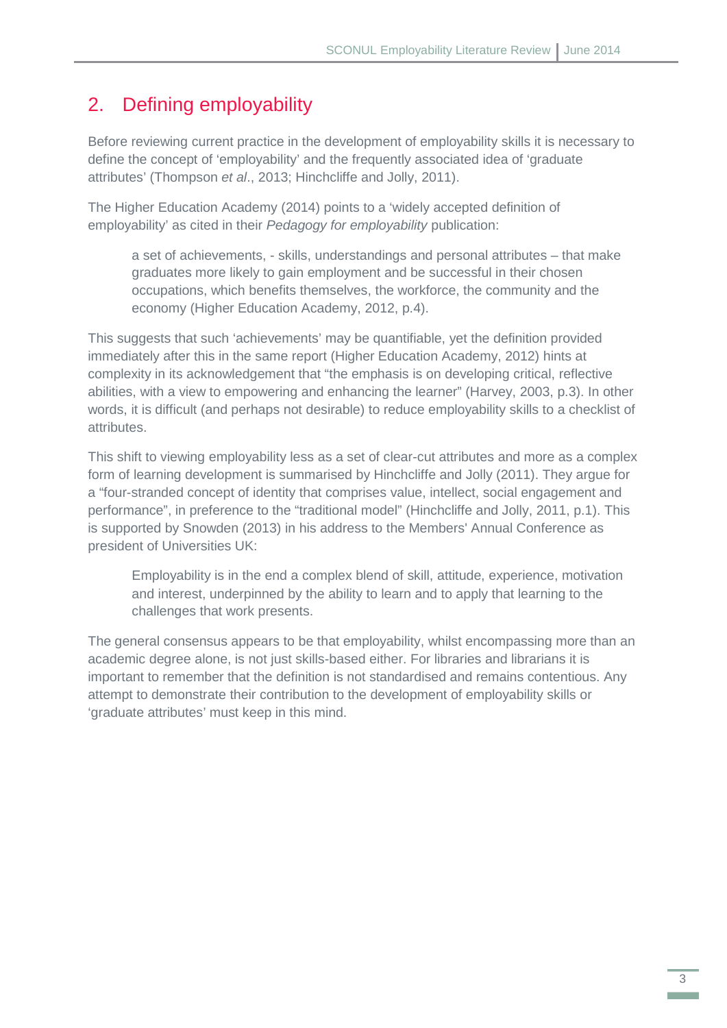## 2. Defining employability

Before reviewing current practice in the development of employability skills it is necessary to define the concept of 'employability' and the frequently associated idea of 'graduate attributes' (Thompson *et al*., 2013; Hinchcliffe and Jolly, 2011).

The Higher Education Academy (2014) points to a 'widely accepted definition of employability' as cited in their *Pedagogy for employability* publication:

> a set of achievements, - skills, understandings and personal attributes – that make graduates more likely to gain employment and be successful in their chosen occupations, which benefits themselves, the workforce, the community and the economy (Higher Education Academy, 2012, p.4).

This suggests that such 'achievements' may be quantifiable, yet the definition provided immediately after this in the same report (Higher Education Academy, 2012) hints at complexity in its acknowledgement that "the emphasis is on developing critical, reflective abilities, with a view to empowering and enhancing the learner" (Harvey, 2003, p.3). In other words, it is difficult (and perhaps not desirable) to reduce employability skills to a checklist of attributes.

This shift to viewing employability less as a set of clear-cut attributes and more as a complex form of learning development is summarised by Hinchcliffe and Jolly (2011). They argue for a "four-stranded concept of identity that comprises value, intellect, social engagement and performance", in preference to the "traditional model" (Hinchcliffe and Jolly, 2011, p.1). This is supported by Snowden (2013) in his address to the Members' Annual Conference as president of Universities UK:

> Employability is in the end a complex blend of skill, attitude, experience, motivation and interest, underpinned by the ability to learn and to apply that learning to the challenges that work presents.

The general consensus appears to be that employability, whilst encompassing more than an academic degree alone, is not just skills-based either. For libraries and librarians it is important to remember that the definition is not standardised and remains contentious. Any attempt to demonstrate their contribution to the development of employability skills or 'graduate attributes' must keep in this mind.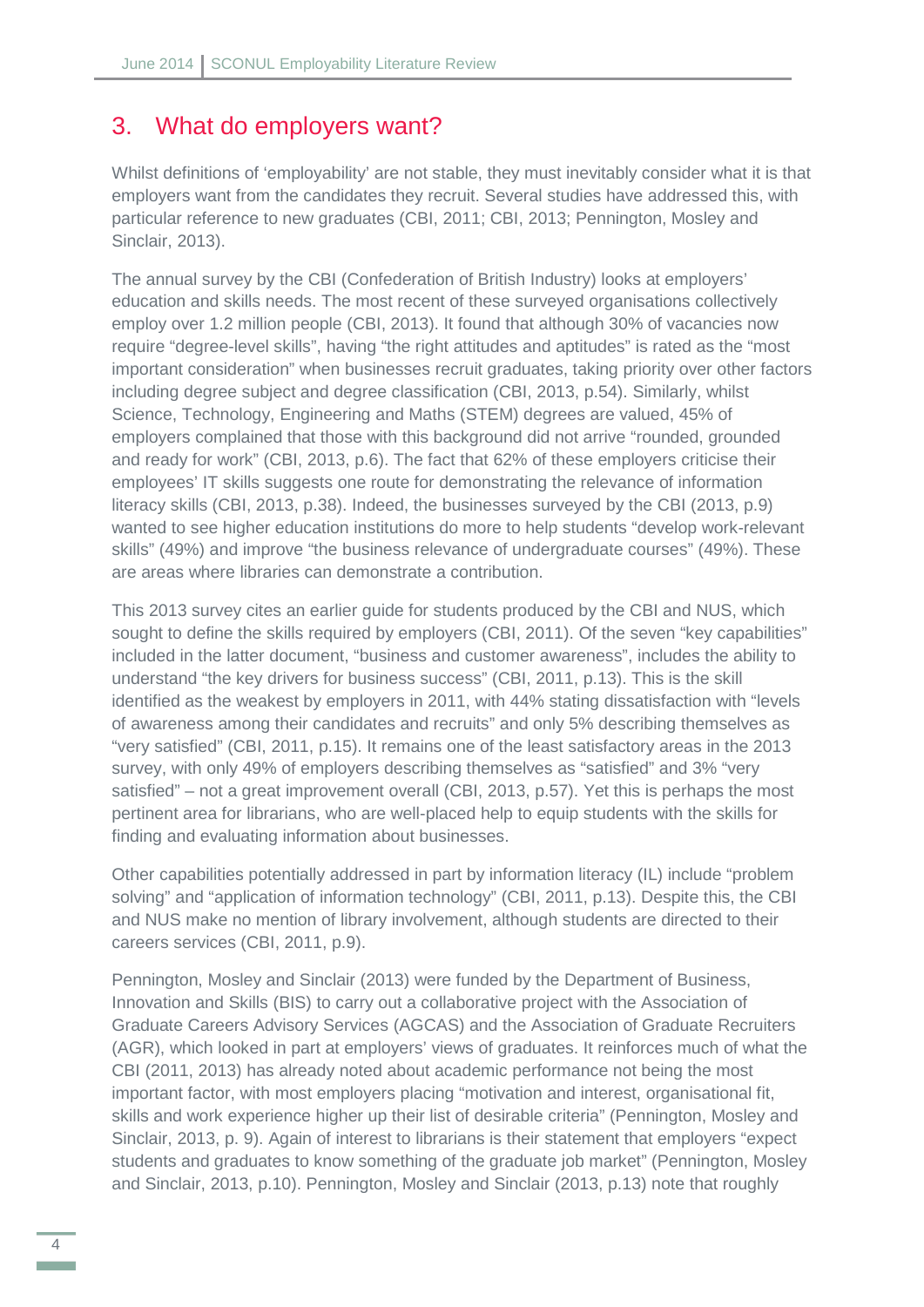## 3. What do employers want?

Whilst definitions of 'employability' are not stable, they must inevitably consider what it is that employers want from the candidates they recruit. Several studies have addressed this, with particular reference to new graduates (CBI, 2011; CBI, 2013; Pennington, Mosley and Sinclair, 2013).

The annual survey by the CBI (Confederation of British Industry) looks at employers' education and skills needs. The most recent of these surveyed organisations collectively employ over 1.2 million people (CBI, 2013). It found that although 30% of vacancies now require "degree-level skills", having "the right attitudes and aptitudes" is rated as the "most important consideration" when businesses recruit graduates, taking priority over other factors including degree subject and degree classification (CBI, 2013, p.54). Similarly, whilst Science, Technology, Engineering and Maths (STEM) degrees are valued, 45% of employers complained that those with this background did not arrive "rounded, grounded and ready for work" (CBI, 2013, p.6). The fact that 62% of these employers criticise their employees' IT skills suggests one route for demonstrating the relevance of information literacy skills (CBI, 2013, p.38). Indeed, the businesses surveyed by the CBI (2013, p.9) wanted to see higher education institutions do more to help students "develop work-relevant skills" (49%) and improve "the business relevance of undergraduate courses" (49%). These are areas where libraries can demonstrate a contribution.

This 2013 survey cites an earlier guide for students produced by the CBI and NUS, which sought to define the skills required by employers (CBI, 2011). Of the seven "key capabilities" included in the latter document, "business and customer awareness", includes the ability to understand "the key drivers for business success" (CBI, 2011, p.13). This is the skill identified as the weakest by employers in 2011, with 44% stating dissatisfaction with "levels of awareness among their candidates and recruits" and only 5% describing themselves as "very satisfied" (CBI, 2011, p.15). It remains one of the least satisfactory areas in the 2013 survey, with only 49% of employers describing themselves as "satisfied" and 3% "very satisfied" – not a great improvement overall (CBI, 2013, p.57). Yet this is perhaps the most pertinent area for librarians, who are well-placed help to equip students with the skills for finding and evaluating information about businesses.

Other capabilities potentially addressed in part by information literacy (IL) include "problem solving" and "application of information technology" (CBI, 2011, p.13). Despite this, the CBI and NUS make no mention of library involvement, although students are directed to their careers services (CBI, 2011, p.9).

Pennington, Mosley and Sinclair (2013) were funded by the Department of Business, Innovation and Skills (BIS) to carry out a collaborative project with the Association of Graduate Careers Advisory Services (AGCAS) and the Association of Graduate Recruiters (AGR), which looked in part at employers' views of graduates. It reinforces much of what the CBI (2011, 2013) has already noted about academic performance not being the most important factor, with most employers placing "motivation and interest, organisational fit, skills and work experience higher up their list of desirable criteria" (Pennington, Mosley and Sinclair, 2013, p. 9). Again of interest to librarians is their statement that employers "expect students and graduates to know something of the graduate job market" (Pennington, Mosley and Sinclair, 2013, p.10). Pennington, Mosley and Sinclair (2013, p.13) note that roughly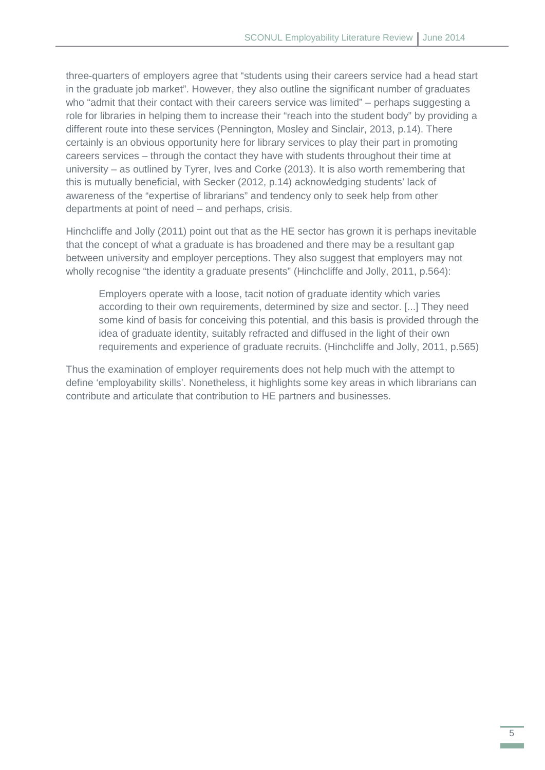three-quarters of employers agree that “students using their careers service had a head start in the graduate job market”. However, they also outline the significant number of graduates who “admit that their contact with their careers service was limited” – perhaps suggesting a role for libraries in helping them to increase their “reach into the student body” by providing a different route into these services (Pennington, Mosley and Sinclair, 2013, p.14). There certainly is an obvious opportunity here for library services to play their part in promoting careers services – through the contact they have with students throughout their time at university – as outlined by Tyrer, Ives and Corke (2013). It is also worth remembering that this is mutually beneficial, with Secker (2012, p.14) acknowledging students’ lack of awareness of the “expertise of librarians” and tendency only to seek help from other departments at point of need – and perhaps, crisis.

Hinchcliffe and Jolly (2011) point out that as the HE sector has grown it is perhaps inevitable that the concept of what a graduate is has broadened and there may be a resultant gap between university and employer perceptions. They also suggest that employers may not wholly recognise “the identity a graduate presents” (Hinchcliffe and Jolly, 2011, p.564):

> Employers operate with a loose, tacit notion of graduate identity which varies according to their own requirements, determined by size and sector. [...] They need some kind of basis for conceiving this potential, and this basis is provided through the idea of graduate identity, suitably refracted and diffused in the light of their own requirements and experience of graduate recruits. (Hinchcliffe and Jolly, 2011, p.565)

Thus the examination of employer requirements does not help much with the attempt to define ‘employability skills’. Nonetheless, it highlights some key areas in which librarians can contribute and articulate that contribution to HE partners and businesses.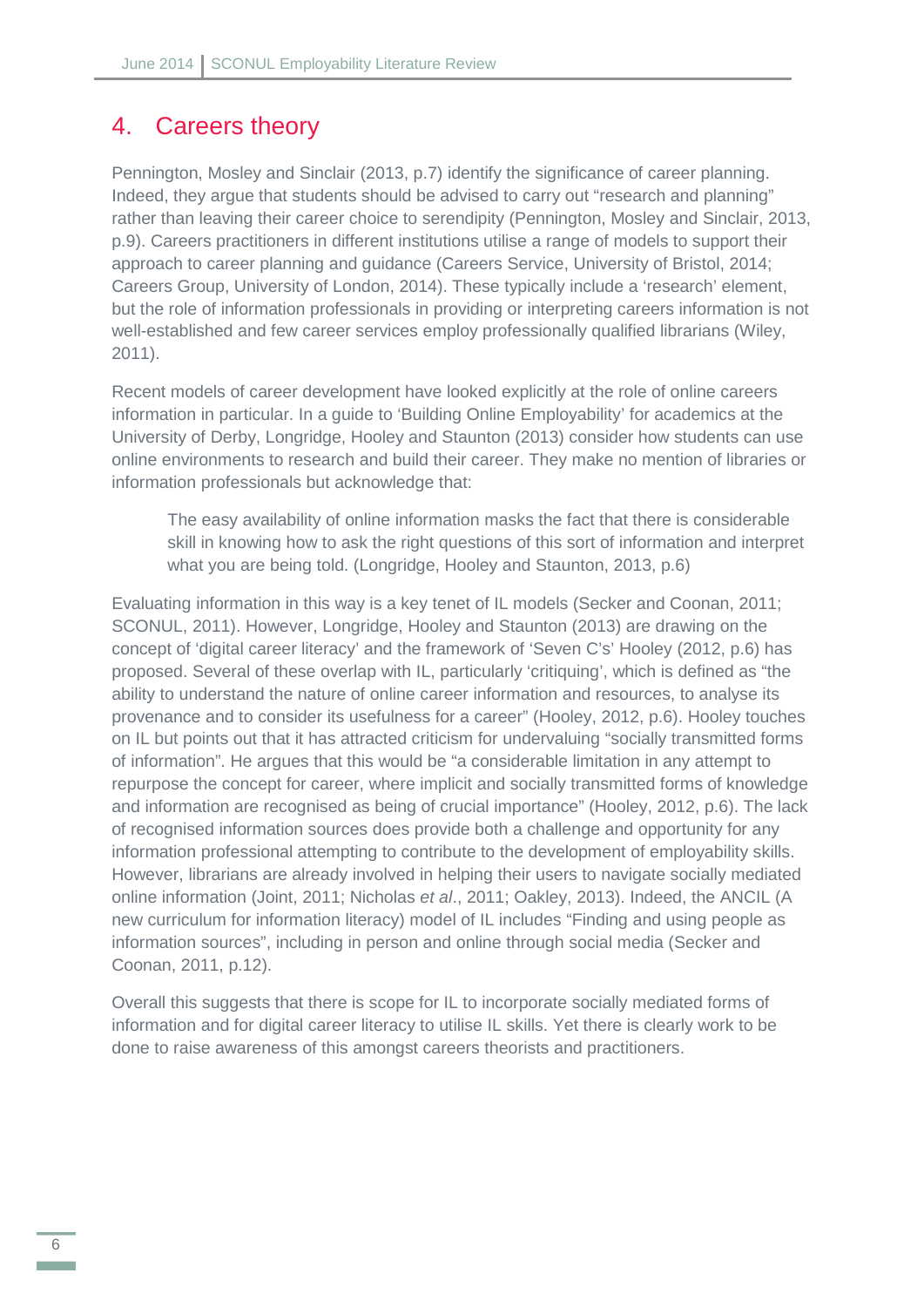# 4. Careers theory

Pennington, Mosley and Sinclair (2013, p.7) identify the significance of career planning. Indeed, they argue that students should be advised to carry out "research and planning" rather than leaving their career choice to serendipity (Pennington, Mosley and Sinclair, 2013, p.9). Careers practitioners in different institutions utilise a range of models to support their approach to career planning and guidance (Careers Service, University of Bristol, 2014; Careers Group, University of London, 2014). These typically include a 'research' element, but the role of information professionals in providing or interpreting careers information is not well-established and few career services employ professionally qualified librarians (Wiley, 2011).

Recent models of career development have looked explicitly at the role of online careers information in particular. In a guide to 'Building Online Employability' for academics at the University of Derby, Longridge, Hooley and Staunton (2013) consider how students can use online environments to research and build their career. They make no mention of libraries or information professionals but acknowledge that:

> The easy availability of online information masks the fact that there is considerable skill in knowing how to ask the right questions of this sort of information and interpret what you are being told. (Longridge, Hooley and Staunton, 2013, p.6)

Evaluating information in this way is a key tenet of IL models (Secker and Coonan, 2011; SCONUL, 2011). However, Longridge, Hooley and Staunton (2013) are drawing on the concept of 'digital career literacy' and the framework of 'Seven C's' Hooley (2012, p.6) has proposed. Several of these overlap with IL, particularly 'critiquing', which is defined as "the ability to understand the nature of online career information and resources, to analyse its provenance and to consider its usefulness for a career" (Hooley, 2012, p.6). Hooley touches on IL but points out that it has attracted criticism for undervaluing "socially transmitted forms of information". He argues that this would be "a considerable limitation in any attempt to repurpose the concept for career, where implicit and socially transmitted forms of knowledge and information are recognised as being of crucial importance" (Hooley, 2012, p.6). The lack of recognised information sources does provide both a challenge and opportunity for any information professional attempting to contribute to the development of employability skills. However, librarians are already involved in helping their users to navigate socially mediated online information (Joint, 2011; Nicholas *et al*., 2011; Oakley, 2013). Indeed, the ANCIL (A new curriculum for information literacy) model of IL includes "Finding and using people as information sources", including in person and online through social media (Secker and Coonan, 2011, p.12).

Overall this suggests that there is scope for IL to incorporate socially mediated forms of information and for digital career literacy to utilise IL skills. Yet there is clearly work to be done to raise awareness of this amongst careers theorists and practitioners.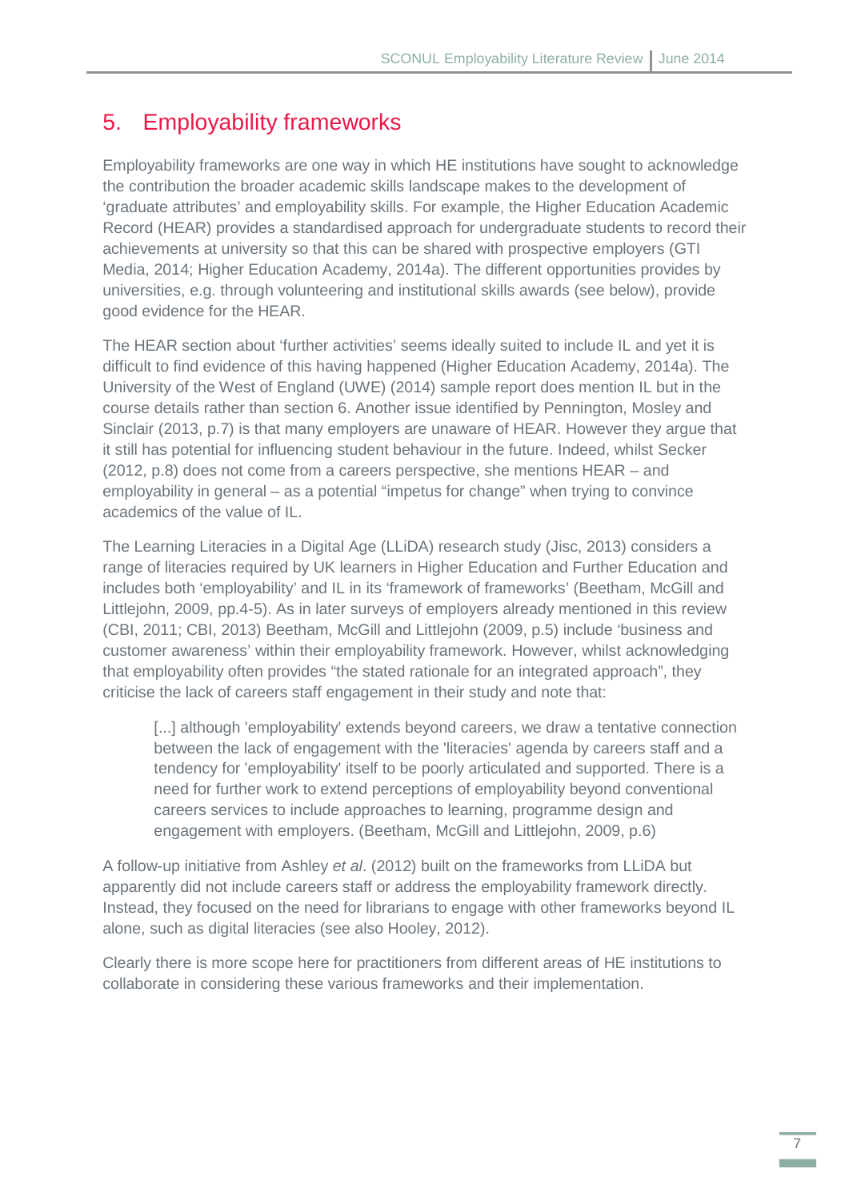# 5. Employability frameworks

Employability frameworks are one way in which HE institutions have sought to acknowledge the contribution the broader academic skills landscape makes to the development of 'graduate attributes' and employability skills. For example, the Higher Education Academic Record (HEAR) provides a standardised approach for undergraduate students to record their achievements at university so that this can be shared with prospective employers (GTI Media, 2014; Higher Education Academy, 2014a). The different opportunities provides by universities, e.g. through volunteering and institutional skills awards (see below), provide good evidence for the HEAR.

The HEAR section about 'further activities' seems ideally suited to include IL and yet it is difficult to find evidence of this having happened (Higher Education Academy, 2014a). The University of the West of England (UWE) (2014) sample report does mention IL but in the course details rather than section 6. Another issue identified by Pennington, Mosley and Sinclair (2013, p.7) is that many employers are unaware of HEAR. However they argue that it still has potential for influencing student behaviour in the future. Indeed, whilst Secker (2012, p.8) does not come from a careers perspective, she mentions HEAR – and employability in general – as a potential "impetus for change" when trying to convince academics of the value of IL.

The Learning Literacies in a Digital Age (LLiDA) research study (Jisc, 2013) considers a range of literacies required by UK learners in Higher Education and Further Education and includes both 'employability' and IL in its 'framework of frameworks' (Beetham, McGill and Littlejohn, 2009, pp.4-5). As in later surveys of employers already mentioned in this review (CBI, 2011; CBI, 2013) Beetham, McGill and Littlejohn (2009, p.5) include 'business and customer awareness' within their employability framework. However, whilst acknowledging that employability often provides "the stated rationale for an integrated approach", they criticise the lack of careers staff engagement in their study and note that:

> [...] although 'employability' extends beyond careers, we draw a tentative connection between the lack of engagement with the 'literacies' agenda by careers staff and a tendency for 'employability' itself to be poorly articulated and supported. There is a need for further work to extend perceptions of employability beyond conventional careers services to include approaches to learning, programme design and engagement with employers. (Beetham, McGill and Littlejohn, 2009, p.6)

A follow-up initiative from Ashley *et al*. (2012) built on the frameworks from LLiDA but apparently did not include careers staff or address the employability framework directly. Instead, they focused on the need for librarians to engage with other frameworks beyond IL alone, such as digital literacies (see also Hooley, 2012).

Clearly there is more scope here for practitioners from different areas of HE institutions to collaborate in considering these various frameworks and their implementation.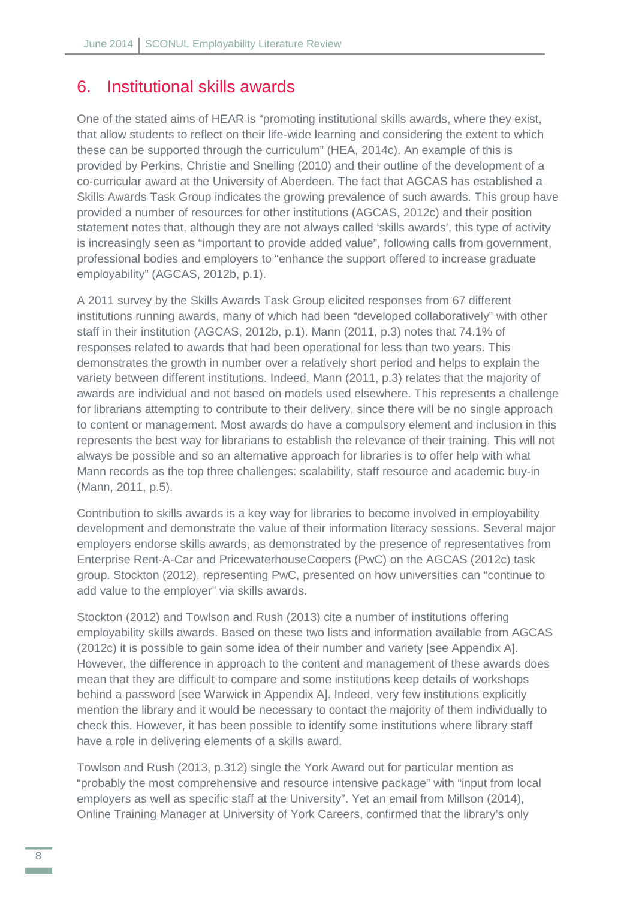# 6. Institutional skills awards

One of the stated aims of HEAR is "promoting institutional skills awards, where they exist, that allow students to reflect on their life-wide learning and considering the extent to which these can be supported through the curriculum" (HEA, 2014c). An example of this is provided by Perkins, Christie and Snelling (2010) and their outline of the development of a co-curricular award at the University of Aberdeen. The fact that AGCAS has established a Skills Awards Task Group indicates the growing prevalence of such awards. This group have provided a number of resources for other institutions (AGCAS, 2012c) and their position statement notes that, although they are not always called 'skills awards', this type of activity is increasingly seen as "important to provide added value", following calls from government, professional bodies and employers to "enhance the support offered to increase graduate employability" (AGCAS, 2012b, p.1).

A 2011 survey by the Skills Awards Task Group elicited responses from 67 different institutions running awards, many of which had been "developed collaboratively" with other staff in their institution (AGCAS, 2012b, p.1). Mann (2011, p.3) notes that 74.1% of responses related to awards that had been operational for less than two years. This demonstrates the growth in number over a relatively short period and helps to explain the variety between different institutions. Indeed, Mann (2011, p.3) relates that the majority of awards are individual and not based on models used elsewhere. This represents a challenge for librarians attempting to contribute to their delivery, since there will be no single approach to content or management. Most awards do have a compulsory element and inclusion in this represents the best way for librarians to establish the relevance of their training. This will not always be possible and so an alternative approach for libraries is to offer help with what Mann records as the top three challenges: scalability, staff resource and academic buy-in (Mann, 2011, p.5).

Contribution to skills awards is a key way for libraries to become involved in employability development and demonstrate the value of their information literacy sessions. Several major employers endorse skills awards, as demonstrated by the presence of representatives from Enterprise Rent-A-Car and PricewaterhouseCoopers (PwC) on the AGCAS (2012c) task group. Stockton (2012), representing PwC, presented on how universities can "continue to add value to the employer" via skills awards.

Stockton (2012) and Towlson and Rush (2013) cite a number of institutions offering employability skills awards. Based on these two lists and information available from AGCAS (2012c) it is possible to gain some idea of their number and variety [see Appendix A]. However, the difference in approach to the content and management of these awards does mean that they are difficult to compare and some institutions keep details of workshops behind a password [see Warwick in Appendix A]. Indeed, very few institutions explicitly mention the library and it would be necessary to contact the majority of them individually to check this. However, it has been possible to identify some institutions where library staff have a role in delivering elements of a skills award.

Towlson and Rush (2013, p.312) single the York Award out for particular mention as "probably the most comprehensive and resource intensive package" with "input from local employers as well as specific staff at the University". Yet an email from Millson (2014), Online Training Manager at University of York Careers, confirmed that the library's only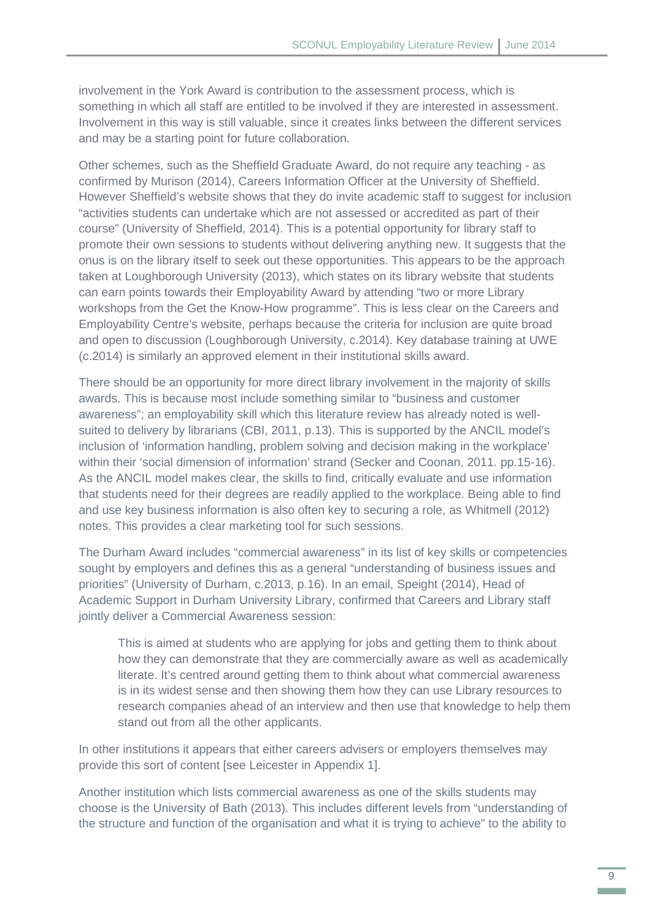involvement in the York Award is contribution to the assessment process, which is something in which all staff are entitled to be involved if they are interested in assessment. Involvement in this way is still valuable, since it creates links between the different services and may be a starting point for future collaboration.

Other schemes, such as the Sheffield Graduate Award, do not require any teaching - as confirmed by Murison (2014), Careers Information Officer at the University of Sheffield. However Sheffield's website shows that they do invite academic staff to suggest for inclusion "activities students can undertake which are not assessed or accredited as part of their course" (University of Sheffield, 2014). This is a potential opportunity for library staff to promote their own sessions to students without delivering anything new. It suggests that the onus is on the library itself to seek out these opportunities. This appears to be the approach taken at Loughborough University (2013), which states on its library website that students can earn points towards their Employability Award by attending "two or more Library workshops from the Get the Know-How programme". This is less clear on the Careers and Employability Centre's website, perhaps because the criteria for inclusion are quite broad and open to discussion (Loughborough University, c.2014). Key database training at UWE (c.2014) is similarly an approved element in their institutional skills award.

There should be an opportunity for more direct library involvement in the majority of skills awards. This is because most include something similar to "business and customer awareness"; an employability skill which this literature review has already noted is well-suited to delivery by librarians (CBI, 2011, p.13). This is supported by the ANCIL model's inclusion of 'information handling, problem solving and decision making in the workplace' within their 'social dimension of information' strand (Secker and Coonan, 2011. pp.15-16). As the ANCIL model makes clear, the skills to find, critically evaluate and use information that students need for their degrees are readily applied to the workplace. Being able to find and use key business information is also often key to securing a role, as Whitmell (2012) notes. This provides a clear marketing tool for such sessions.

The Durham Award includes "commercial awareness" in its list of key skills or competencies sought by employers and defines this as a general "understanding of business issues and priorities" (University of Durham, c.2013, p.16). In an email, Speight (2014), Head of Academic Support in Durham University Library, confirmed that Careers and Library staff jointly deliver a Commercial Awareness session:

> This is aimed at students who are applying for jobs and getting them to think about how they can demonstrate that they are commercially aware as well as academically literate. It's centred around getting them to think about what commercial awareness is in its widest sense and then showing them how they can use Library resources to research companies ahead of an interview and then use that knowledge to help them stand out from all the other applicants.

In other institutions it appears that either careers advisers or employers themselves may provide this sort of content [see Leicester in Appendix 1].

Another institution which lists commercial awareness as one of the skills students may choose is the University of Bath (2013). This includes different levels from "understanding of the structure and function of the organisation and what it is trying to achieve" to the ability to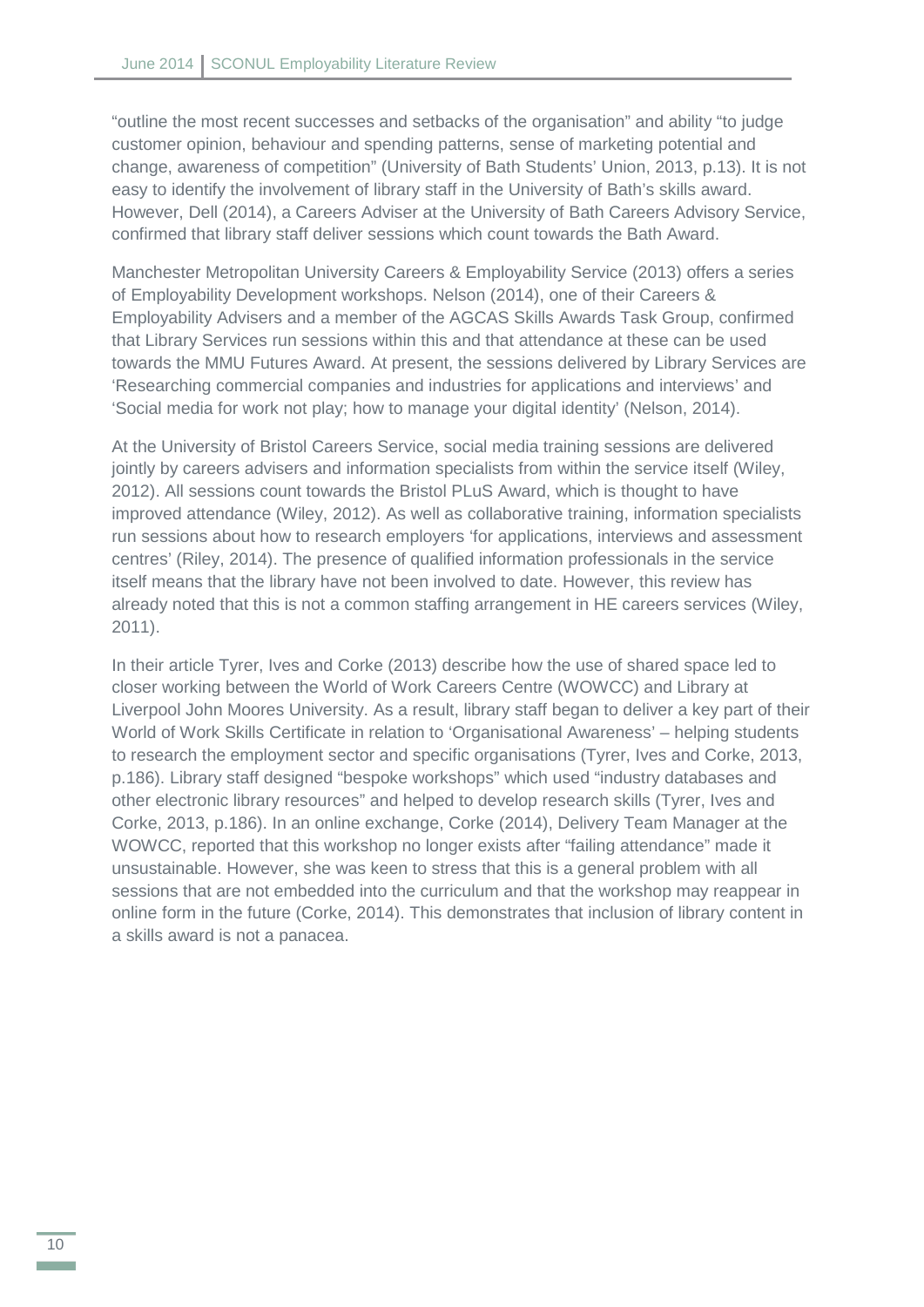"outline the most recent successes and setbacks of the organisation" and ability "to judge customer opinion, behaviour and spending patterns, sense of marketing potential and change, awareness of competition" (University of Bath Students' Union, 2013, p.13). It is not easy to identify the involvement of library staff in the University of Bath's skills award. However, Dell (2014), a Careers Adviser at the University of Bath Careers Advisory Service, confirmed that library staff deliver sessions which count towards the Bath Award.

Manchester Metropolitan University Careers & Employability Service (2013) offers a series of Employability Development workshops. Nelson (2014), one of their Careers & Employability Advisers and a member of the AGCAS Skills Awards Task Group, confirmed that Library Services run sessions within this and that attendance at these can be used towards the MMU Futures Award. At present, the sessions delivered by Library Services are 'Researching commercial companies and industries for applications and interviews' and 'Social media for work not play; how to manage your digital identity' (Nelson, 2014).

At the University of Bristol Careers Service, social media training sessions are delivered jointly by careers advisers and information specialists from within the service itself (Wiley, 2012). All sessions count towards the Bristol PLuS Award, which is thought to have improved attendance (Wiley, 2012). As well as collaborative training, information specialists run sessions about how to research employers 'for applications, interviews and assessment centres' (Riley, 2014). The presence of qualified information professionals in the service itself means that the library have not been involved to date. However, this review has already noted that this is not a common staffing arrangement in HE careers services (Wiley, 2011).

In their article Tyrer, Ives and Corke (2013) describe how the use of shared space led to closer working between the World of Work Careers Centre (WOWCC) and Library at Liverpool John Moores University. As a result, library staff began to deliver a key part of their World of Work Skills Certificate in relation to 'Organisational Awareness' – helping students to research the employment sector and specific organisations (Tyrer, Ives and Corke, 2013, p.186). Library staff designed "bespoke workshops" which used "industry databases and other electronic library resources" and helped to develop research skills (Tyrer, Ives and Corke, 2013, p.186). In an online exchange, Corke (2014), Delivery Team Manager at the WOWCC, reported that this workshop no longer exists after "failing attendance" made it unsustainable. However, she was keen to stress that this is a general problem with all sessions that are not embedded into the curriculum and that the workshop may reappear in online form in the future (Corke, 2014). This demonstrates that inclusion of library content in a skills award is not a panacea.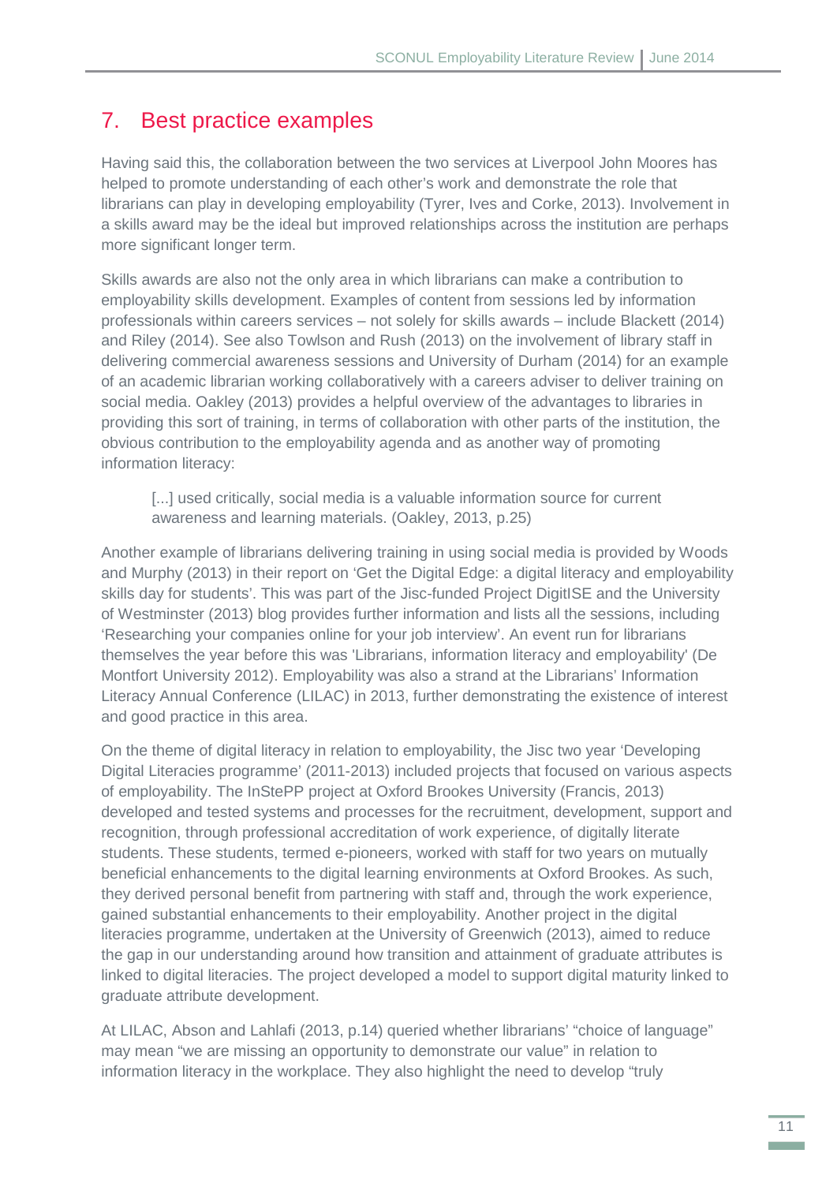# 7. Best practice examples

Having said this, the collaboration between the two services at Liverpool John Moores has helped to promote understanding of each other's work and demonstrate the role that librarians can play in developing employability (Tyrer, Ives and Corke, 2013). Involvement in a skills award may be the ideal but improved relationships across the institution are perhaps more significant longer term.

Skills awards are also not the only area in which librarians can make a contribution to employability skills development. Examples of content from sessions led by information professionals within careers services – not solely for skills awards – include Blackett (2014) and Riley (2014). See also Towlson and Rush (2013) on the involvement of library staff in delivering commercial awareness sessions and University of Durham (2014) for an example of an academic librarian working collaboratively with a careers adviser to deliver training on social media. Oakley (2013) provides a helpful overview of the advantages to libraries in providing this sort of training, in terms of collaboration with other parts of the institution, the obvious contribution to the employability agenda and as another way of promoting information literacy:

> [...] used critically, social media is a valuable information source for current awareness and learning materials. (Oakley, 2013, p.25)

Another example of librarians delivering training in using social media is provided by Woods and Murphy (2013) in their report on 'Get the Digital Edge: a digital literacy and employability skills day for students'. This was part of the Jisc-funded Project DigitISE and the University of Westminster (2013) blog provides further information and lists all the sessions, including 'Researching your companies online for your job interview'. An event run for librarians themselves the year before this was 'Librarians, information literacy and employability' (De Montfort University 2012). Employability was also a strand at the Librarians' Information Literacy Annual Conference (LILAC) in 2013, further demonstrating the existence of interest and good practice in this area.

On the theme of digital literacy in relation to employability, the Jisc two year 'Developing Digital Literacies programme' (2011-2013) included projects that focused on various aspects of employability. The InStePP project at Oxford Brookes University (Francis, 2013) developed and tested systems and processes for the recruitment, development, support and recognition, through professional accreditation of work experience, of digitally literate students. These students, termed e-pioneers, worked with staff for two years on mutually beneficial enhancements to the digital learning environments at Oxford Brookes. As such, they derived personal benefit from partnering with staff and, through the work experience, gained substantial enhancements to their employability. Another project in the digital literacies programme, undertaken at the University of Greenwich (2013), aimed to reduce the gap in our understanding around how transition and attainment of graduate attributes is linked to digital literacies. The project developed a model to support digital maturity linked to graduate attribute development.

At LILAC, Abson and Lahlafi (2013, p.14) queried whether librarians' "choice of language" may mean "we are missing an opportunity to demonstrate our value" in relation to information literacy in the workplace. They also highlight the need to develop "truly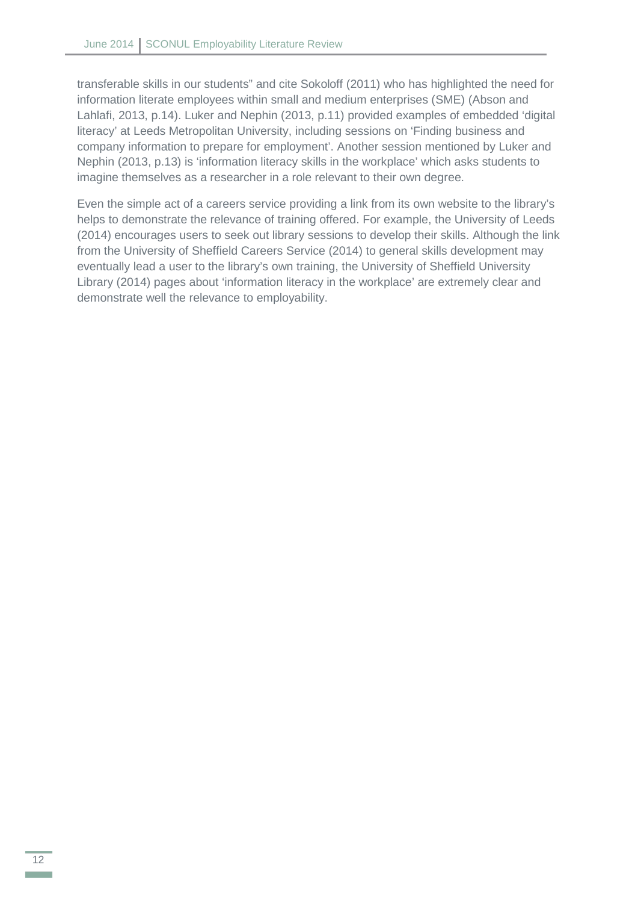transferable skills in our students" and cite Sokoloff (2011) who has highlighted the need for information literate employees within small and medium enterprises (SME) (Abson and Lahlafi, 2013, p.14). Luker and Nephin (2013, p.11) provided examples of embedded 'digital literacy' at Leeds Metropolitan University, including sessions on 'Finding business and company information to prepare for employment'. Another session mentioned by Luker and Nephin (2013, p.13) is 'information literacy skills in the workplace' which asks students to imagine themselves as a researcher in a role relevant to their own degree.

Even the simple act of a careers service providing a link from its own website to the library's helps to demonstrate the relevance of training offered. For example, the University of Leeds (2014) encourages users to seek out library sessions to develop their skills. Although the link from the University of Sheffield Careers Service (2014) to general skills development may eventually lead a user to the library's own training, the University of Sheffield University Library (2014) pages about 'information literacy in the workplace' are extremely clear and demonstrate well the relevance to employability.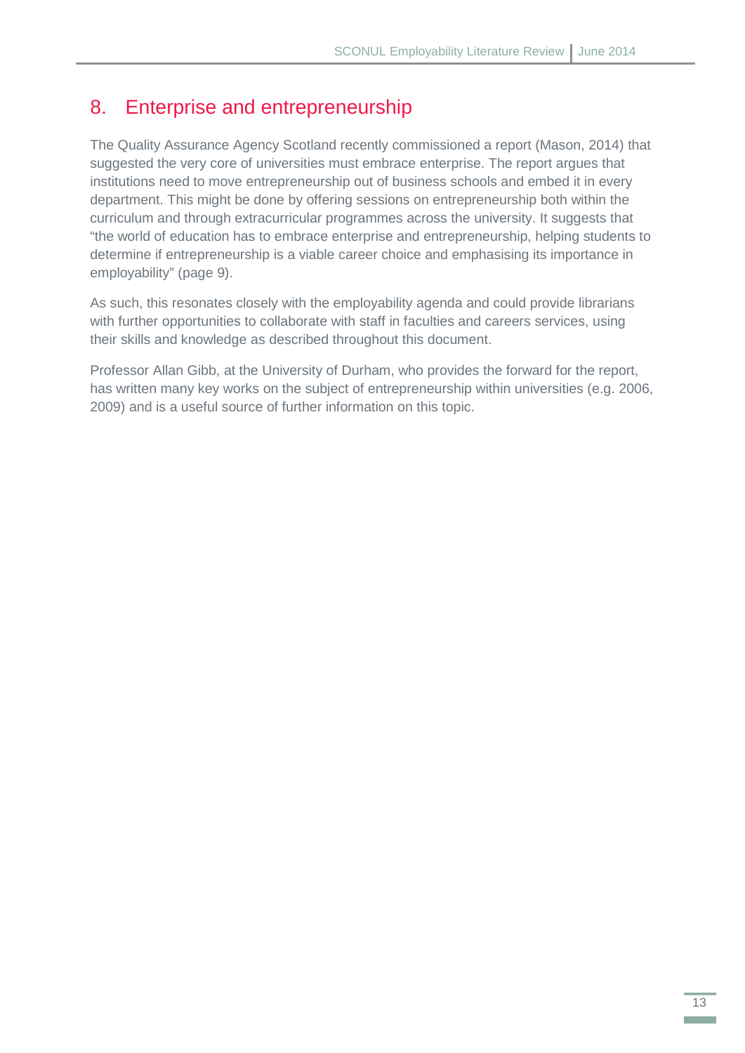## 8. Enterprise and entrepreneurship

The Quality Assurance Agency Scotland recently commissioned a report (Mason, 2014) that suggested the very core of universities must embrace enterprise. The report argues that institutions need to move entrepreneurship out of business schools and embed it in every department. This might be done by offering sessions on entrepreneurship both within the curriculum and through extracurricular programmes across the university. It suggests that "the world of education has to embrace enterprise and entrepreneurship, helping students to determine if entrepreneurship is a viable career choice and emphasising its importance in employability" (page 9).

As such, this resonates closely with the employability agenda and could provide librarians with further opportunities to collaborate with staff in faculties and careers services, using their skills and knowledge as described throughout this document.

Professor Allan Gibb, at the University of Durham, who provides the forward for the report, has written many key works on the subject of entrepreneurship within universities (e.g. 2006, 2009) and is a useful source of further information on this topic.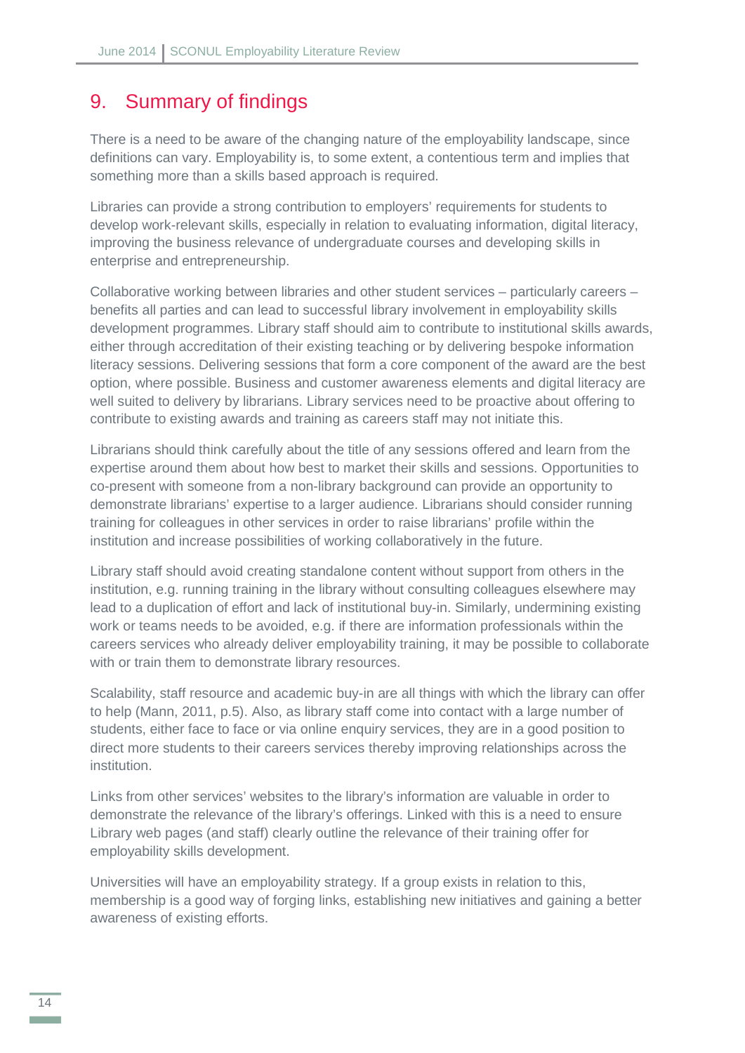# 9. Summary of findings

There is a need to be aware of the changing nature of the employability landscape, since definitions can vary. Employability is, to some extent, a contentious term and implies that something more than a skills based approach is required.

Libraries can provide a strong contribution to employers' requirements for students to develop work-relevant skills, especially in relation to evaluating information, digital literacy, improving the business relevance of undergraduate courses and developing skills in enterprise and entrepreneurship.

Collaborative working between libraries and other student services – particularly careers – benefits all parties and can lead to successful library involvement in employability skills development programmes. Library staff should aim to contribute to institutional skills awards, either through accreditation of their existing teaching or by delivering bespoke information literacy sessions. Delivering sessions that form a core component of the award are the best option, where possible. Business and customer awareness elements and digital literacy are well suited to delivery by librarians. Library services need to be proactive about offering to contribute to existing awards and training as careers staff may not initiate this.

Librarians should think carefully about the title of any sessions offered and learn from the expertise around them about how best to market their skills and sessions. Opportunities to co-present with someone from a non-library background can provide an opportunity to demonstrate librarians' expertise to a larger audience. Librarians should consider running training for colleagues in other services in order to raise librarians' profile within the institution and increase possibilities of working collaboratively in the future.

Library staff should avoid creating standalone content without support from others in the institution, e.g. running training in the library without consulting colleagues elsewhere may lead to a duplication of effort and lack of institutional buy-in. Similarly, undermining existing work or teams needs to be avoided, e.g. if there are information professionals within the careers services who already deliver employability training, it may be possible to collaborate with or train them to demonstrate library resources.

Scalability, staff resource and academic buy-in are all things with which the library can offer to help (Mann, 2011, p.5). Also, as library staff come into contact with a large number of students, either face to face or via online enquiry services, they are in a good position to direct more students to their careers services thereby improving relationships across the institution.

Links from other services' websites to the library's information are valuable in order to demonstrate the relevance of the library's offerings. Linked with this is a need to ensure Library web pages (and staff) clearly outline the relevance of their training offer for employability skills development.

Universities will have an employability strategy. If a group exists in relation to this, membership is a good way of forging links, establishing new initiatives and gaining a better awareness of existing efforts.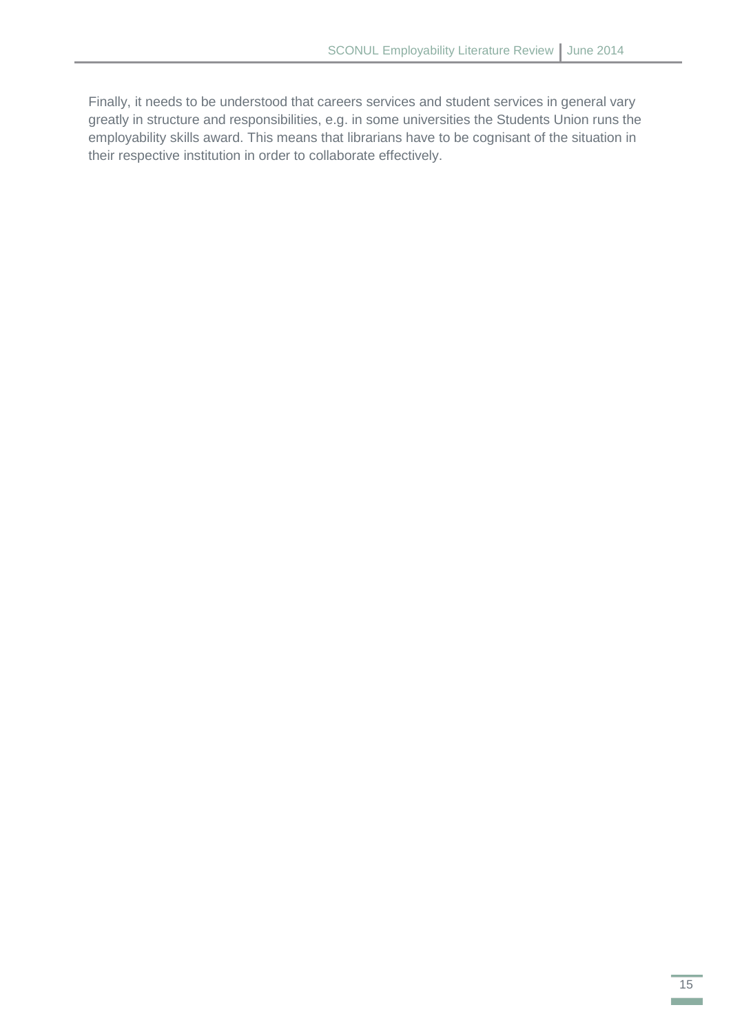Finally, it needs to be understood that careers services and student services in general vary greatly in structure and responsibilities, e.g. in some universities the Students Union runs the employability skills award. This means that librarians have to be cognisant of the situation in their respective institution in order to collaborate effectively.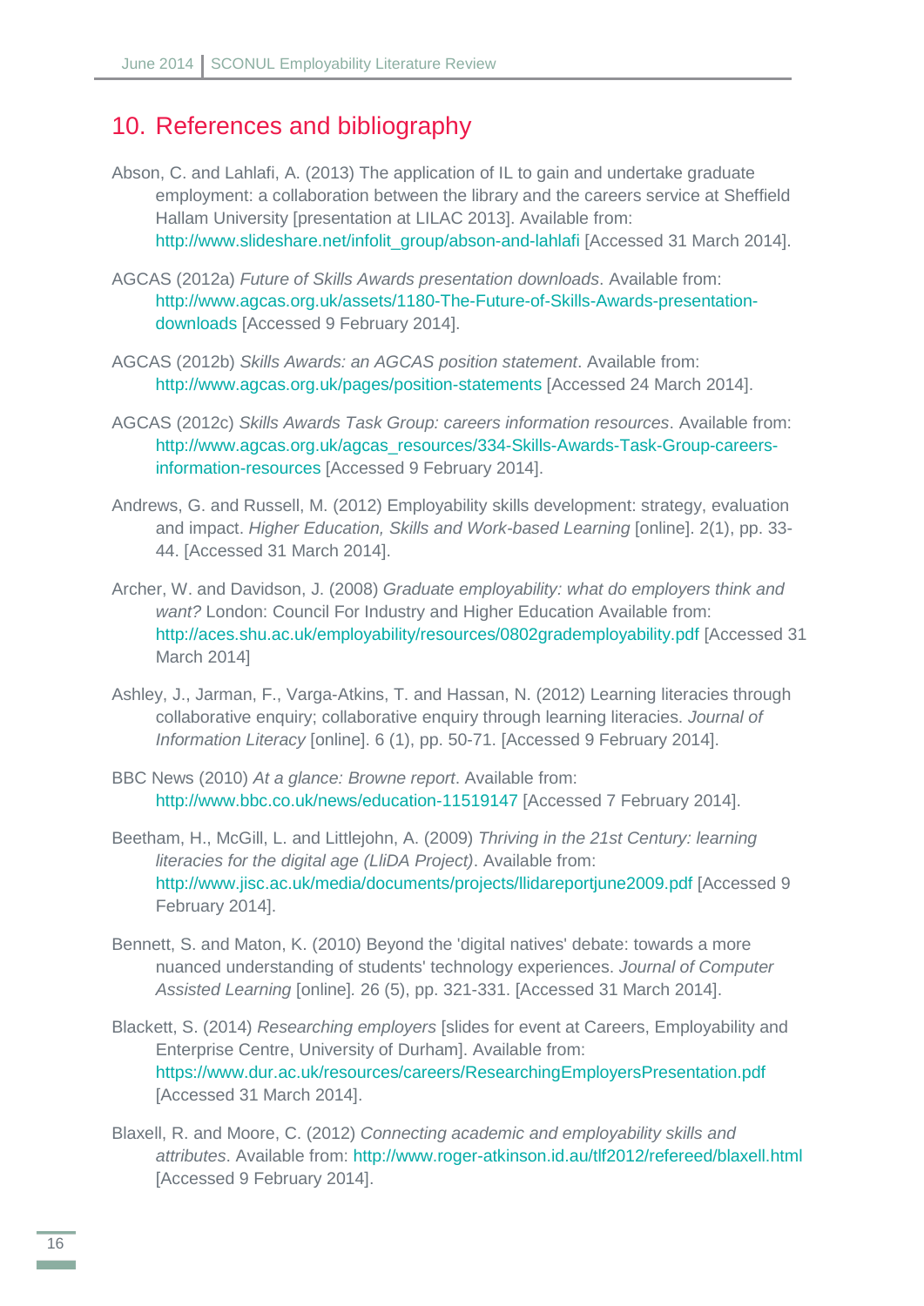# 10. References and bibliography

Abson, C. and Lahlafi, A. (2013) The application of IL to gain and undertake graduate employment: a collaboration between the library and the careers service at Sheffield Hallam University [presentation at LILAC 2013]. Available from: http://www.slideshare.net/infolit_group/abson-and-lahlafi [Accessed 31 March 2014].

AGCAS (2012a) *Future of Skills Awards presentation downloads*. Available from: http://www.agcas.org.uk/assets/1180-The-Future-of-Skills-Awards-presentation-downloads [Accessed 9 February 2014].

AGCAS (2012b) *Skills Awards: an AGCAS position statement*. Available from: http://www.agcas.org.uk/pages/position-statements [Accessed 24 March 2014].

AGCAS (2012c) *Skills Awards Task Group: careers information resources*. Available from: http://www.agcas.org.uk/agcas_resources/334-Skills-Awards-Task-Group-careers-information-resources [Accessed 9 February 2014].

Andrews, G. and Russell, M. (2012) Employability skills development: strategy, evaluation and impact. *Higher Education, Skills and Work-based Learning* [online]. 2(1), pp. 33-44. [Accessed 31 March 2014].

Archer, W. and Davidson, J. (2008) *Graduate employability: what do employers think and want?* London: Council For Industry and Higher Education Available from: http://aces.shu.ac.uk/employability/resources/0802gradемployability.pdf [Accessed 31 March 2014]

Ashley, J., Jarman, F., Varga-Atkins, T. and Hassan, N. (2012) Learning literacies through collaborative enquiry; collaborative enquiry through learning literacies. *Journal of Information Literacy* [online]. 6 (1), pp. 50-71. [Accessed 9 February 2014].

BBC News (2010) *At a glance: Browne report*. Available from: http://www.bbc.co.uk/news/education-11519147 [Accessed 7 February 2014].

Beetham, H., McGill, L. and Littlejohn, A. (2009) *Thriving in the 21st Century: learning literacies for the digital age (LLiDA Project)*. Available from: http://www.jisc.ac.uk/media/documents/projects/llidareportjune2009.pdf [Accessed 9 February 2014].

Bennett, S. and Maton, K. (2010) Beyond the 'digital natives' debate: towards a more nuanced understanding of students' technology experiences. *Journal of Computer Assisted Learning* [online]. 26 (5), pp. 321-331. [Accessed 31 March 2014].

Blackett, S. (2014) *Researching employers* [slides for event at Careers, Employability and Enterprise Centre, University of Durham]. Available from: https://www.dur.ac.uk/resources/careers/ResearchingEmployersPresentation.pdf [Accessed 31 March 2014].

Blaxell, R. and Moore, C. (2012) *Connecting academic and employability skills and attributes*. Available from: http://www.roger-atkinson.id.au/tlf2012/refereed/blaxell.html [Accessed 9 February 2014].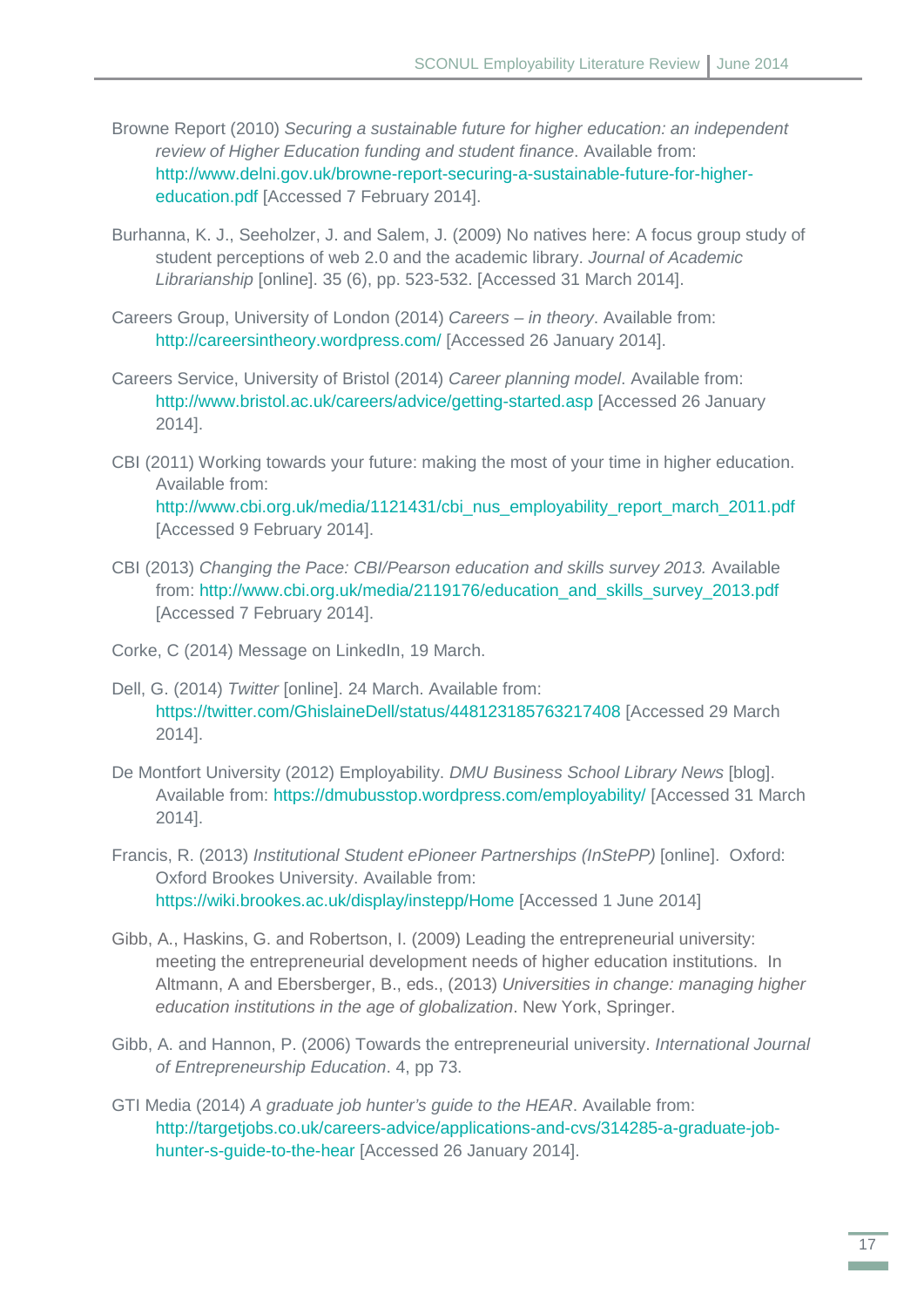Browne Report (2010) *Securing a sustainable future for higher education: an independent review of Higher Education funding and student finance*. Available from: http://www.delni.gov.uk/browne-report-securing-a-sustainable-future-for-higher-education.pdf [Accessed 7 February 2014].

Burhanna, K. J., Seeholzer, J. and Salem, J. (2009) No natives here: A focus group study of student perceptions of web 2.0 and the academic library. *Journal of Academic Librarianship* [online]. 35 (6), pp. 523-532. [Accessed 31 March 2014].

Careers Group, University of London (2014) *Careers – in theory*. Available from: http://careersintheory.wordpress.com/ [Accessed 26 January 2014].

Careers Service, University of Bristol (2014) *Career planning model*. Available from: http://www.bristol.ac.uk/careers/advice/getting-started.asp [Accessed 26 January 2014].

CBI (2011) Working towards your future: making the most of your time in higher education. Available from: http://www.cbi.org.uk/media/1121431/cbi_nus_employability_report_march_2011.pdf [Accessed 9 February 2014].

CBI (2013) *Changing the Pace: CBI/Pearson education and skills survey 2013.* Available from: http://www.cbi.org.uk/media/2119176/education_and_skills_survey_2013.pdf [Accessed 7 February 2014].

Corke, C (2014) Message on LinkedIn, 19 March.

Dell, G. (2014) *Twitter* [online]. 24 March. Available from: https://twitter.com/GhislaineDell/status/448123185763217408 [Accessed 29 March 2014].

De Montfort University (2012) Employability. *DMU Business School Library News* [blog]. Available from: https://dmubusstop.wordpress.com/employability/ [Accessed 31 March 2014].

Francis, R. (2013) *Institutional Student ePioneer Partnerships (InStePP)* [online]. Oxford: Oxford Brookes University. Available from: https://wiki.brookes.ac.uk/display/instepp/Home [Accessed 1 June 2014]

Gibb, A., Haskins, G. and Robertson, I. (2009) Leading the entrepreneurial university: meeting the entrepreneurial development needs of higher education institutions. In Altmann, A and Ebersberger, B., eds., (2013) *Universities in change: managing higher education institutions in the age of globalization*. New York, Springer.

Gibb, A. and Hannon, P. (2006) Towards the entrepreneurial university. *International Journal of Entrepreneurship Education*. 4, pp 73.

GTI Media (2014) *A graduate job hunter's guide to the HEAR*. Available from: http://targetjobs.co.uk/careers-advice/applications-and-cvs/314285-a-graduate-job-hunter-s-guide-to-the-hear [Accessed 26 January 2014].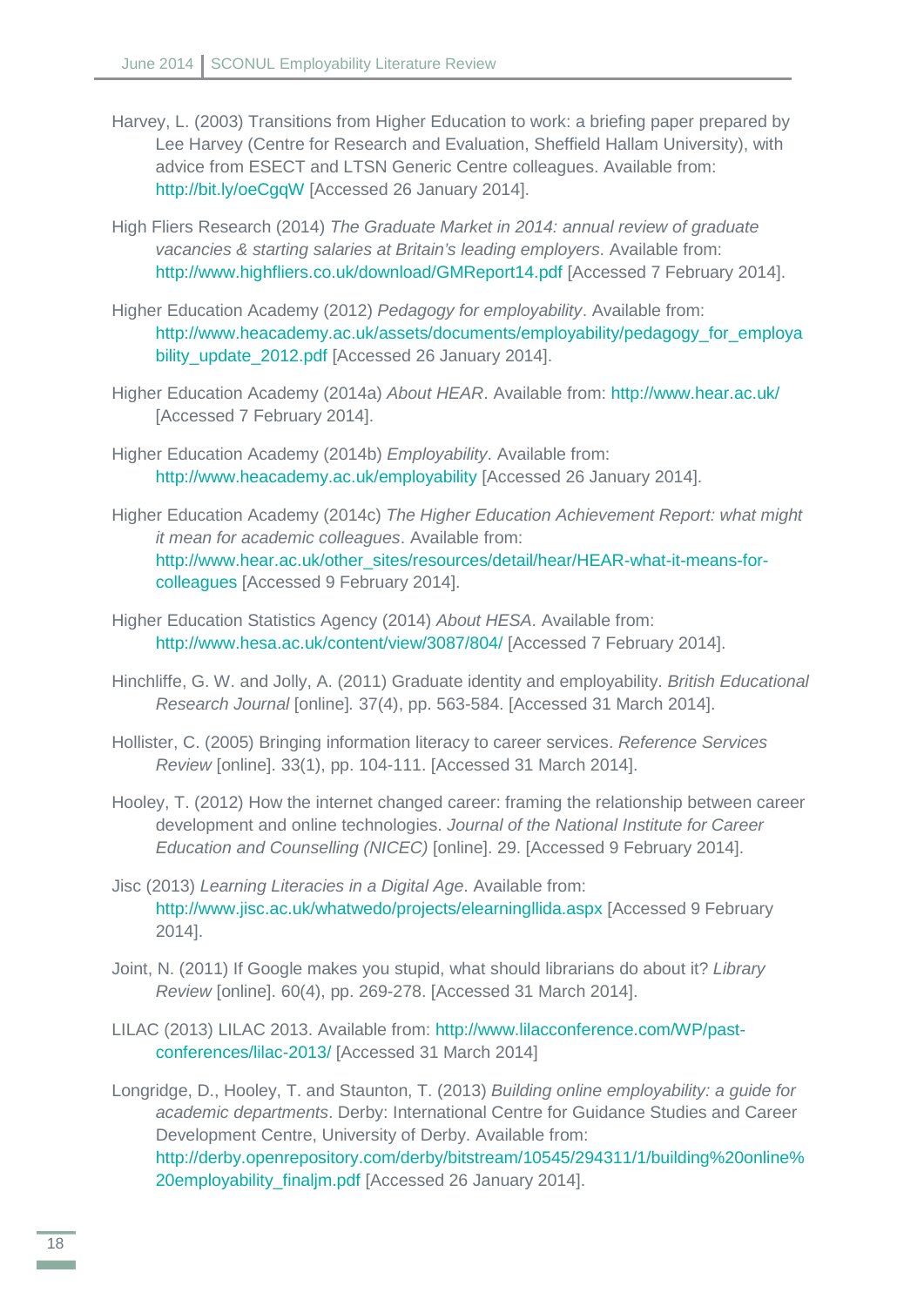Harvey, L. (2003) Transitions from Higher Education to work: a briefing paper prepared by Lee Harvey (Centre for Research and Evaluation, Sheffield Hallam University), with advice from ESECT and LTSN Generic Centre colleagues. Available from: http://bit.ly/oeCgqW [Accessed 26 January 2014].

High Fliers Research (2014) *The Graduate Market in 2014: annual review of graduate vacancies & starting salaries at Britain's leading employers*. Available from: http://www.highfliers.co.uk/download/GMReport14.pdf [Accessed 7 February 2014].

Higher Education Academy (2012) *Pedagogy for employability*. Available from: http://www.heacademy.ac.uk/assets/documents/employability/pedagogy_for_employability_update_2012.pdf [Accessed 26 January 2014].

Higher Education Academy (2014a) *About HEAR*. Available from: http://www.hear.ac.uk/ [Accessed 7 February 2014].

Higher Education Academy (2014b) *Employability*. Available from: http://www.heacademy.ac.uk/employability [Accessed 26 January 2014].

Higher Education Academy (2014c) *The Higher Education Achievement Report: what might it mean for academic colleagues*. Available from: http://www.hear.ac.uk/other_sites/resources/detail/hear/HEAR-what-it-means-for-colleagues [Accessed 9 February 2014].

Higher Education Statistics Agency (2014) *About HESA*. Available from: http://www.hesa.ac.uk/content/view/3087/804/ [Accessed 7 February 2014].

Hinchliffe, G. W. and Jolly, A. (2011) Graduate identity and employability. *British Educational Research Journal* [online]. 37(4), pp. 563-584. [Accessed 31 March 2014].

Hollister, C. (2005) Bringing information literacy to career services. *Reference Services Review* [online]. 33(1), pp. 104-111. [Accessed 31 March 2014].

Hooley, T. (2012) How the internet changed career: framing the relationship between career development and online technologies. *Journal of the National Institute for Career Education and Counselling (NICEC)* [online]. 29. [Accessed 9 February 2014].

Jisc (2013) *Learning Literacies in a Digital Age*. Available from: http://www.jisc.ac.uk/whatwedo/projects/elearningllida.aspx [Accessed 9 February 2014].

Joint, N. (2011) If Google makes you stupid, what should librarians do about it? *Library Review* [online]. 60(4), pp. 269-278. [Accessed 31 March 2014].

LILAC (2013) LILAC 2013. Available from: http://www.lilacconference.com/WP/past-conferences/lilac-2013/ [Accessed 31 March 2014]

Longridge, D., Hooley, T. and Staunton, T. (2013) *Building online employability: a guide for academic departments*. Derby: International Centre for Guidance Studies and Career Development Centre, University of Derby. Available from: http://derby.openrepository.com/derby/bitstream/10545/294311/1/building%20online%20employability_finaljm.pdf [Accessed 26 January 2014].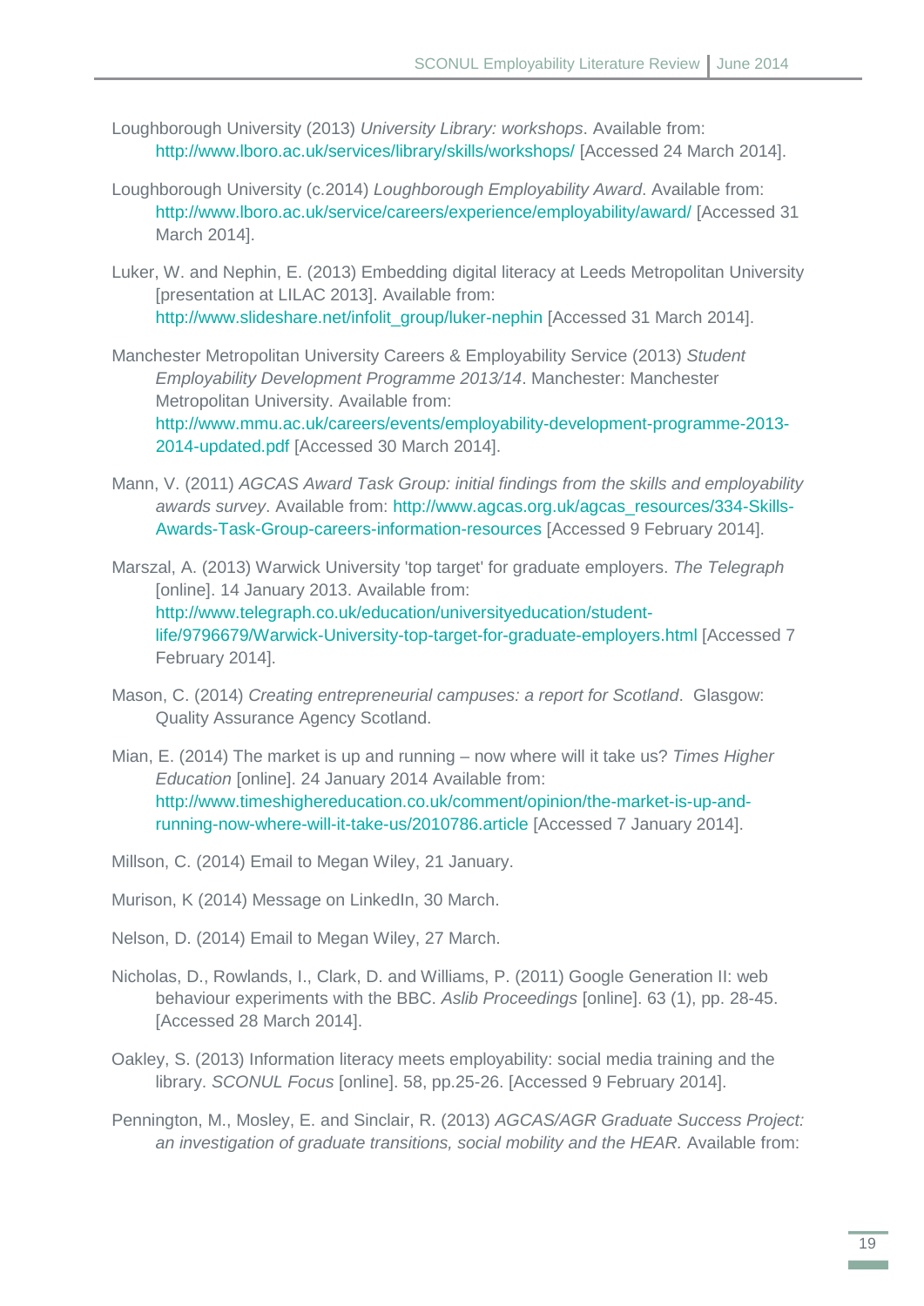Loughborough University (2013) *University Library: workshops*. Available from: http://www.lboro.ac.uk/services/library/skills/workshops/ [Accessed 24 March 2014].

Loughborough University (c.2014) *Loughborough Employability Award*. Available from: http://www.lboro.ac.uk/service/careers/experience/employability/award/ [Accessed 31 March 2014].

Luker, W. and Nephin, E. (2013) Embedding digital literacy at Leeds Metropolitan University [presentation at LILAC 2013]. Available from: http://www.slideshare.net/infolit_group/luker-nephin [Accessed 31 March 2014].

Manchester Metropolitan University Careers & Employability Service (2013) *Student Employability Development Programme 2013/14*. Manchester: Manchester Metropolitan University. Available from: http://www.mmu.ac.uk/careers/events/employability-development-programme-2013-2014-updated.pdf [Accessed 30 March 2014].

Mann, V. (2011) *AGCAS Award Task Group: initial findings from the skills and employability awards survey*. Available from: http://www.agcas.org.uk/agcas_resources/334-Skills-Awards-Task-Group-careers-information-resources [Accessed 9 February 2014].

Marszal, A. (2013) Warwick University 'top target' for graduate employers. *The Telegraph* [online]. 14 January 2013. Available from: http://www.telegraph.co.uk/education/universityeducation/student-life/9796679/Warwick-University-top-target-for-graduate-employers.html [Accessed 7 February 2014].

Mason, C. (2014) *Creating entrepreneurial campuses: a report for Scotland*. Glasgow: Quality Assurance Agency Scotland.

Mian, E. (2014) The market is up and running – now where will it take us? *Times Higher Education* [online]. 24 January 2014 Available from: http://www.timeshighereducation.co.uk/comment/opinion/the-market-is-up-and-running-now-where-will-it-take-us/2010786.article [Accessed 7 January 2014].

Millson, C. (2014) Email to Megan Wiley, 21 January.

Murison, K (2014) Message on LinkedIn, 30 March.

Nelson, D. (2014) Email to Megan Wiley, 27 March.

Nicholas, D., Rowlands, I., Clark, D. and Williams, P. (2011) Google Generation II: web behaviour experiments with the BBC. *Aslib Proceedings* [online]. 63 (1), pp. 28-45. [Accessed 28 March 2014].

Oakley, S. (2013) Information literacy meets employability: social media training and the library. *SCONUL Focus* [online]. 58, pp.25-26. [Accessed 9 February 2014].

Pennington, M., Mosley, E. and Sinclair, R. (2013) *AGCAS/AGR Graduate Success Project: an investigation of graduate transitions, social mobility and the HEAR.* Available from: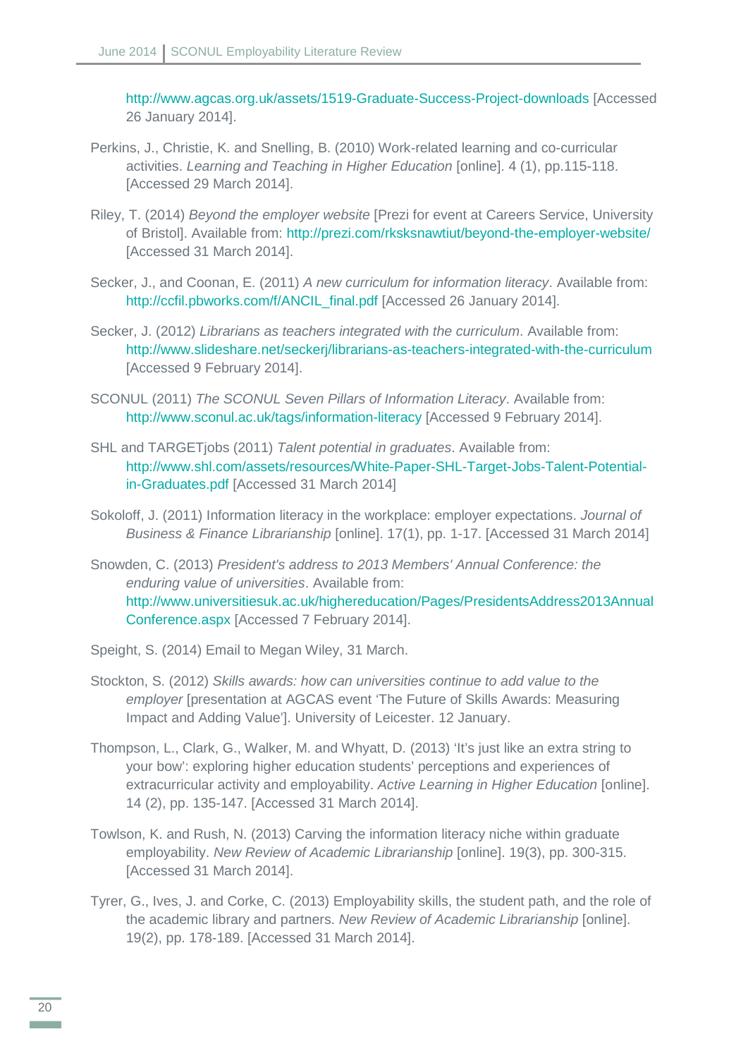http://www.agcas.org.uk/assets/1519-Graduate-Success-Project-downloads [Accessed 26 January 2014].

Perkins, J., Christie, K. and Snelling, B. (2010) Work-related learning and co-curricular activities. *Learning and Teaching in Higher Education* [online]. 4 (1), pp.115-118. [Accessed 29 March 2014].

Riley, T. (2014) *Beyond the employer website* [Prezi for event at Careers Service, University of Bristol]. Available from: http://prezi.com/rksksnawtiut/beyond-the-employer-website/ [Accessed 31 March 2014].

Secker, J., and Coonan, E. (2011) *A new curriculum for information literacy*. Available from: http://ccfil.pbworks.com/f/ANCIL_final.pdf [Accessed 26 January 2014].

Secker, J. (2012) *Librarians as teachers integrated with the curriculum*. Available from: http://www.slideshare.net/seckerj/librarians-as-teachers-integrated-with-the-curriculum [Accessed 9 February 2014].

SCONUL (2011) *The SCONUL Seven Pillars of Information Literacy*. Available from: http://www.sconul.ac.uk/tags/information-literacy [Accessed 9 February 2014].

SHL and TARGETjobs (2011) *Talent potential in graduates*. Available from: http://www.shl.com/assets/resources/White-Paper-SHL-Target-Jobs-Talent-Potential-in-Graduates.pdf [Accessed 31 March 2014]

Sokoloff, J. (2011) Information literacy in the workplace: employer expectations. *Journal of Business & Finance Librarianship* [online]. 17(1), pp. 1-17. [Accessed 31 March 2014]

Snowden, C. (2013) *President's address to 2013 Members' Annual Conference: the enduring value of universities*. Available from: http://www.universitiesuk.ac.uk/highereducation/Pages/PresidentsAddress2013AnnualConference.aspx [Accessed 7 February 2014].

Speight, S. (2014) Email to Megan Wiley, 31 March.

Stockton, S. (2012) *Skills awards: how can universities continue to add value to the employer* [presentation at AGCAS event 'The Future of Skills Awards: Measuring Impact and Adding Value']. University of Leicester. 12 January.

Thompson, L., Clark, G., Walker, M. and Whyatt, D. (2013) 'It's just like an extra string to your bow': exploring higher education students' perceptions and experiences of extracurricular activity and employability. *Active Learning in Higher Education* [online]. 14 (2), pp. 135-147. [Accessed 31 March 2014].

Towlson, K. and Rush, N. (2013) Carving the information literacy niche within graduate employability. *New Review of Academic Librarianship* [online]. 19(3), pp. 300-315. [Accessed 31 March 2014].

Tyrer, G., Ives, J. and Corke, C. (2013) Employability skills, the student path, and the role of the academic library and partners. *New Review of Academic Librarianship* [online]. 19(2), pp. 178-189. [Accessed 31 March 2014].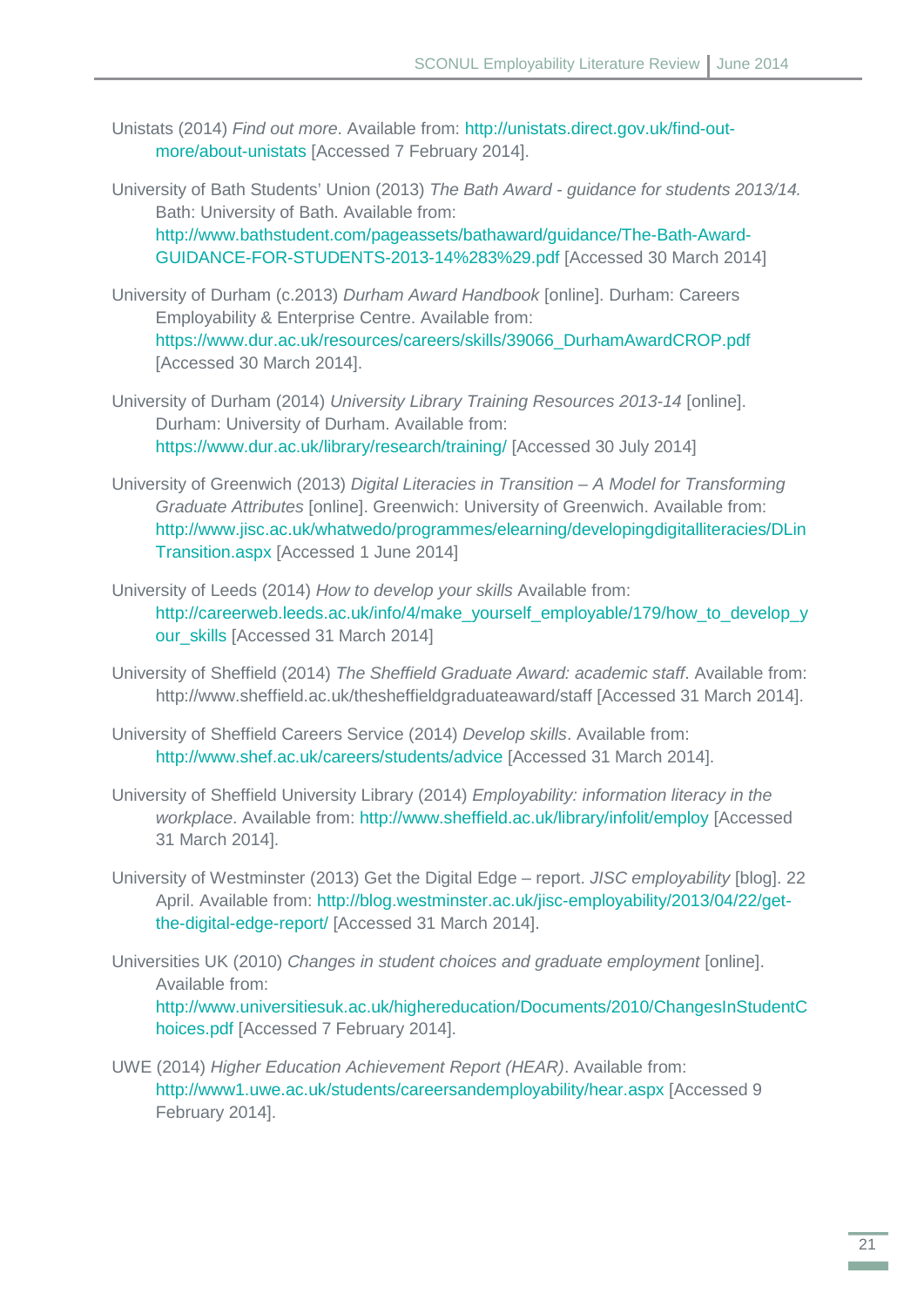Unistats (2014) *Find out more*. Available from: http://unistats.direct.gov.uk/find-out-more/about-unistats [Accessed 7 February 2014].

University of Bath Students' Union (2013) *The Bath Award - guidance for students 2013/14.* Bath: University of Bath. Available from: http://www.bathstudent.com/pageassets/bathaward/guidance/The-Bath-Award-GUIDANCE-FOR-STUDENTS-2013-14%283%29.pdf [Accessed 30 March 2014]

University of Durham (c.2013) *Durham Award Handbook* [online]. Durham: Careers Employability & Enterprise Centre. Available from: https://www.dur.ac.uk/resources/careers/skills/39066_DurhamAwardCROP.pdf [Accessed 30 March 2014].

University of Durham (2014) *University Library Training Resources 2013-14* [online]. Durham: University of Durham. Available from: https://www.dur.ac.uk/library/research/training/ [Accessed 30 July 2014]

University of Greenwich (2013) *Digital Literacies in Transition – A Model for Transforming Graduate Attributes* [online]. Greenwich: University of Greenwich. Available from: http://www.jisc.ac.uk/whatwedo/programmes/elearning/developingdigitalliteracies/DLinTransition.aspx [Accessed 1 June 2014]

University of Leeds (2014) *How to develop your skills* Available from: http://careerweb.leeds.ac.uk/info/4/make_yourself_employable/179/how_to_develop_your_skills [Accessed 31 March 2014]

University of Sheffield (2014) *The Sheffield Graduate Award: academic staff*. Available from: http://www.sheffield.ac.uk/thesheffieldgraduateaward/staff [Accessed 31 March 2014].

University of Sheffield Careers Service (2014) *Develop skills*. Available from: http://www.shef.ac.uk/careers/students/advice [Accessed 31 March 2014].

University of Sheffield University Library (2014) *Employability: information literacy in the workplace*. Available from: http://www.sheffield.ac.uk/library/infolit/employ [Accessed 31 March 2014].

University of Westminster (2013) Get the Digital Edge – report. *JISC employability* [blog]. 22 April. Available from: http://blog.westminster.ac.uk/jisc-employability/2013/04/22/get-the-digital-edge-report/ [Accessed 31 March 2014].

Universities UK (2010) *Changes in student choices and graduate employment* [online]. Available from: http://www.universitiesuk.ac.uk/highereducation/Documents/2010/ChangesInStudentChoices.pdf [Accessed 7 February 2014].

UWE (2014) *Higher Education Achievement Report (HEAR)*. Available from: http://www1.uwe.ac.uk/students/careersandemployability/hear.aspx [Accessed 9 February 2014].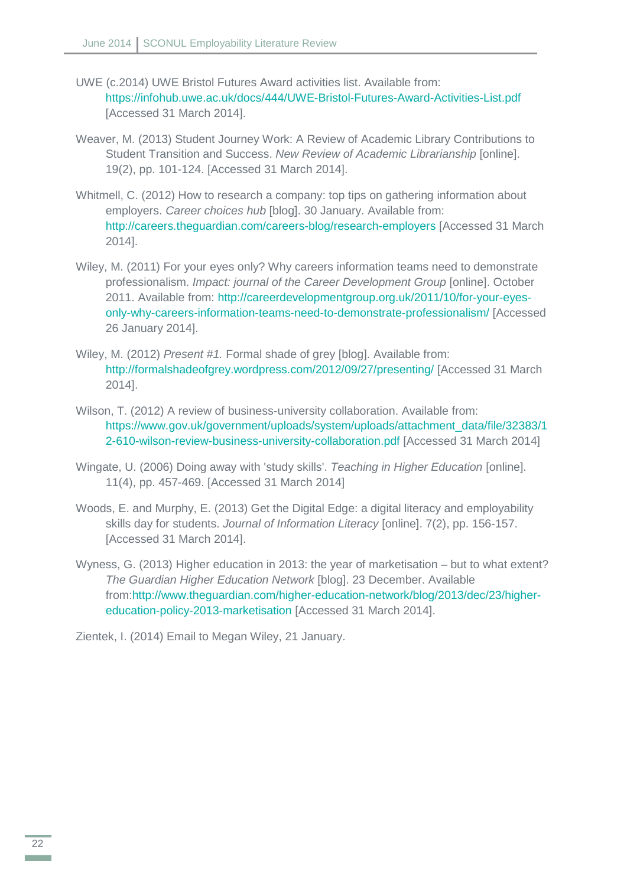UWE (c.2014) UWE Bristol Futures Award activities list. Available from: https://infohub.uwe.ac.uk/docs/444/UWE-Bristol-Futures-Award-Activities-List.pdf [Accessed 31 March 2014].

Weaver, M. (2013) Student Journey Work: A Review of Academic Library Contributions to Student Transition and Success. *New Review of Academic Librarianship* [online]. 19(2), pp. 101-124. [Accessed 31 March 2014].

Whitmell, C. (2012) How to research a company: top tips on gathering information about employers. *Career choices hub* [blog]. 30 January. Available from: http://careers.theguardian.com/careers-blog/research-employers [Accessed 31 March 2014].

Wiley, M. (2011) For your eyes only? Why careers information teams need to demonstrate professionalism. *Impact: journal of the Career Development Group* [online]. October 2011. Available from: http://careerdevelopmentgroup.org.uk/2011/10/for-your-eyes-only-why-careers-information-teams-need-to-demonstrate-professionalism/ [Accessed 26 January 2014].

Wiley, M. (2012) *Present #1.* Formal shade of grey [blog]. Available from: http://formalshadeofgrey.wordpress.com/2012/09/27/presenting/ [Accessed 31 March 2014].

Wilson, T. (2012) A review of business-university collaboration. Available from: https://www.gov.uk/government/uploads/system/uploads/attachment_data/file/32383/12-610-wilson-review-business-university-collaboration.pdf [Accessed 31 March 2014]

Wingate, U. (2006) Doing away with 'study skills'. *Teaching in Higher Education* [online]. 11(4), pp. 457-469. [Accessed 31 March 2014]

Woods, E. and Murphy, E. (2013) Get the Digital Edge: a digital literacy and employability skills day for students. *Journal of Information Literacy* [online]. 7(2), pp. 156-157. [Accessed 31 March 2014].

Wyness, G. (2013) Higher education in 2013: the year of marketisation – but to what extent? *The Guardian Higher Education Network* [blog]. 23 December. Available from:http://www.theguardian.com/higher-education-network/blog/2013/dec/23/higher-education-policy-2013-marketisation [Accessed 31 March 2014].

Zientek, I. (2014) Email to Megan Wiley, 21 January.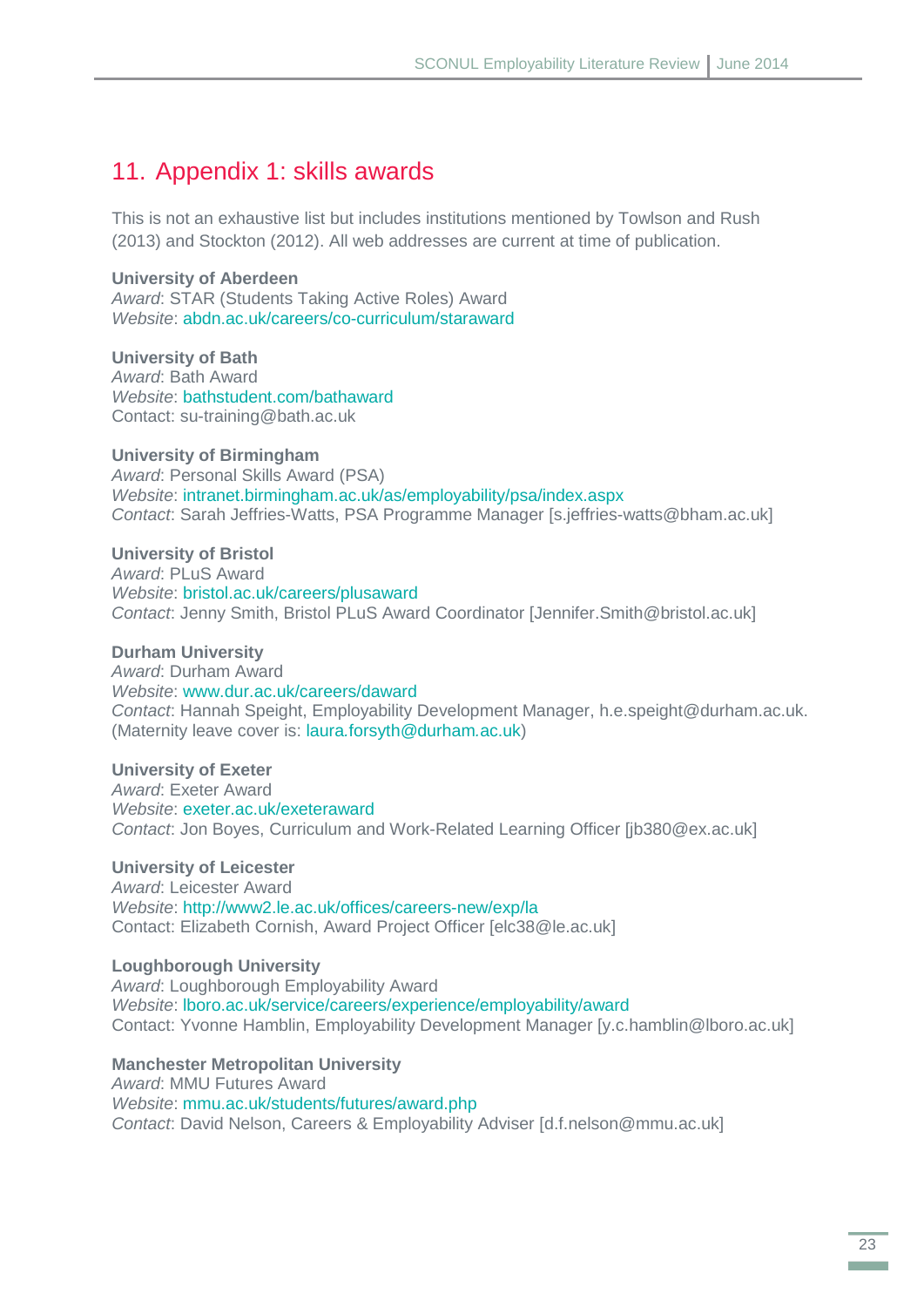# 11. Appendix 1: skills awards

This is not an exhaustive list but includes institutions mentioned by Towlson and Rush (2013) and Stockton (2012). All web addresses are current at time of publication.

**University of Aberdeen**
*Award*: STAR (Students Taking Active Roles) Award
*Website*: abdn.ac.uk/careers/co-curriculum/staraward

**University of Bath**
*Award*: Bath Award
*Website*: bathstudent.com/bathaward
Contact: su-training@bath.ac.uk

**University of Birmingham**
*Award*: Personal Skills Award (PSA)
*Website*: intranet.birmingham.ac.uk/as/employability/psa/index.aspx
*Contact*: Sarah Jeffries-Watts, PSA Programme Manager [s.jeffries-watts@bham.ac.uk]

**University of Bristol**
*Award*: PLuS Award
*Website*: bristol.ac.uk/careers/plusaward
*Contact*: Jenny Smith, Bristol PLuS Award Coordinator [Jennifer.Smith@bristol.ac.uk]

**Durham University**
*Award*: Durham Award
*Website*: www.dur.ac.uk/careers/daward
*Contact*: Hannah Speight, Employability Development Manager, h.e.speight@durham.ac.uk. (Maternity leave cover is: laura.forsyth@durham.ac.uk)

**University of Exeter**
*Award*: Exeter Award
*Website*: exeter.ac.uk/exeteraward
*Contact*: Jon Boyes, Curriculum and Work-Related Learning Officer [jb380@ex.ac.uk]

**University of Leicester**
*Award*: Leicester Award
*Website*: http://www2.le.ac.uk/offices/careers-new/exp/la
Contact: Elizabeth Cornish, Award Project Officer [elc38@le.ac.uk]

**Loughborough University**
*Award*: Loughborough Employability Award
*Website*: lboro.ac.uk/service/careers/experience/employability/award
Contact: Yvonne Hamblin, Employability Development Manager [y.c.hamblin@lboro.ac.uk]

**Manchester Metropolitan University**
*Award*: MMU Futures Award
*Website*: mmu.ac.uk/students/futures/award.php
*Contact*: David Nelson, Careers & Employability Adviser [d.f.nelson@mmu.ac.uk]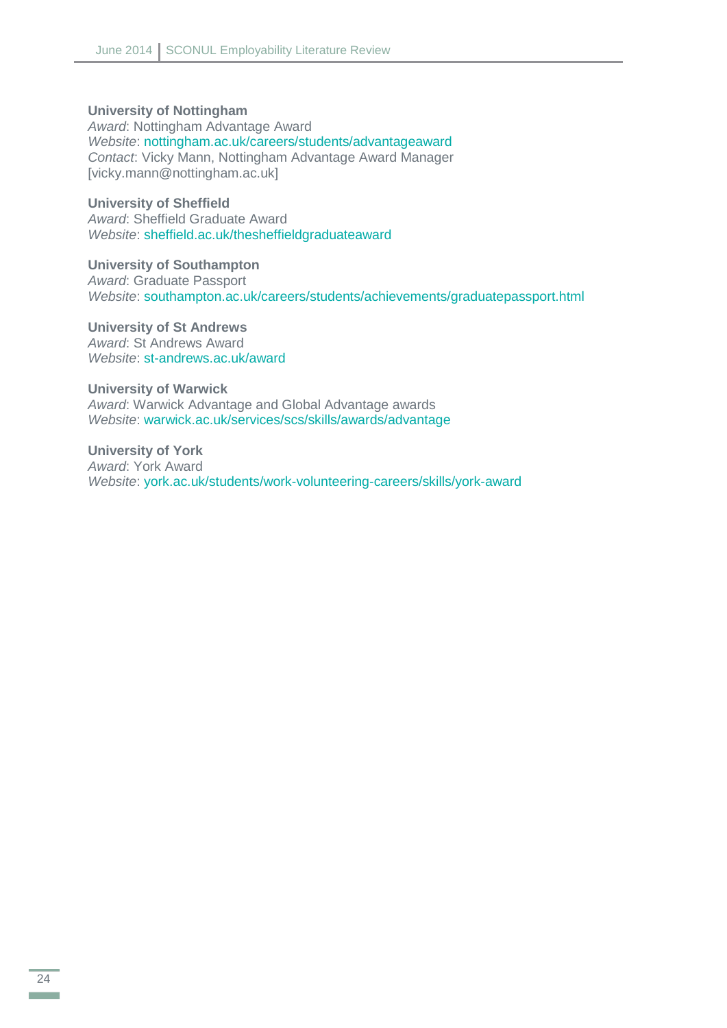**University of Nottingham**
*Award*: Nottingham Advantage Award
*Website*: nottingham.ac.uk/careers/students/advantageaward
*Contact*: Vicky Mann, Nottingham Advantage Award Manager
[vicky.mann@nottingham.ac.uk]

**University of Sheffield**
*Award*: Sheffield Graduate Award
*Website*: sheffield.ac.uk/thesheffieldgraduateaward

**University of Southampton**
*Award*: Graduate Passport
*Website*: southampton.ac.uk/careers/students/achievements/graduatepassport.html

**University of St Andrews**
*Award*: St Andrews Award
*Website*: st-andrews.ac.uk/award

**University of Warwick**
*Award*: Warwick Advantage and Global Advantage awards
*Website*: warwick.ac.uk/services/scs/skills/awards/advantage

**University of York**
*Award*: York Award
*Website*: york.ac.uk/students/work-volunteering-careers/skills/york-award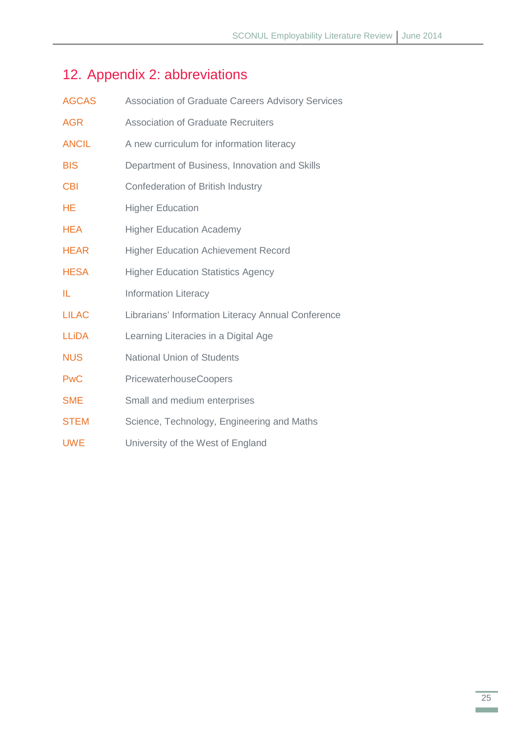# 12. Appendix 2: abbreviations

| | |
|---|---|
| AGCAS | Association of Graduate Careers Advisory Services |
| AGR | Association of Graduate Recruiters |
| ANCIL | A new curriculum for information literacy |
| BIS | Department of Business, Innovation and Skills |
| CBI | Confederation of British Industry |
| HE | Higher Education |
| HEA | Higher Education Academy |
| HEAR | Higher Education Achievement Record |
| HESA | Higher Education Statistics Agency |
| IL | Information Literacy |
| LILAC | Librarians' Information Literacy Annual Conference |
| LLiDA | Learning Literacies in a Digital Age |
| NUS | National Union of Students |
| PwC | PricewaterhouseCoopers |
| SME | Small and medium enterprises |
| STEM | Science, Technology, Engineering and Maths |
| UWE | University of the West of England |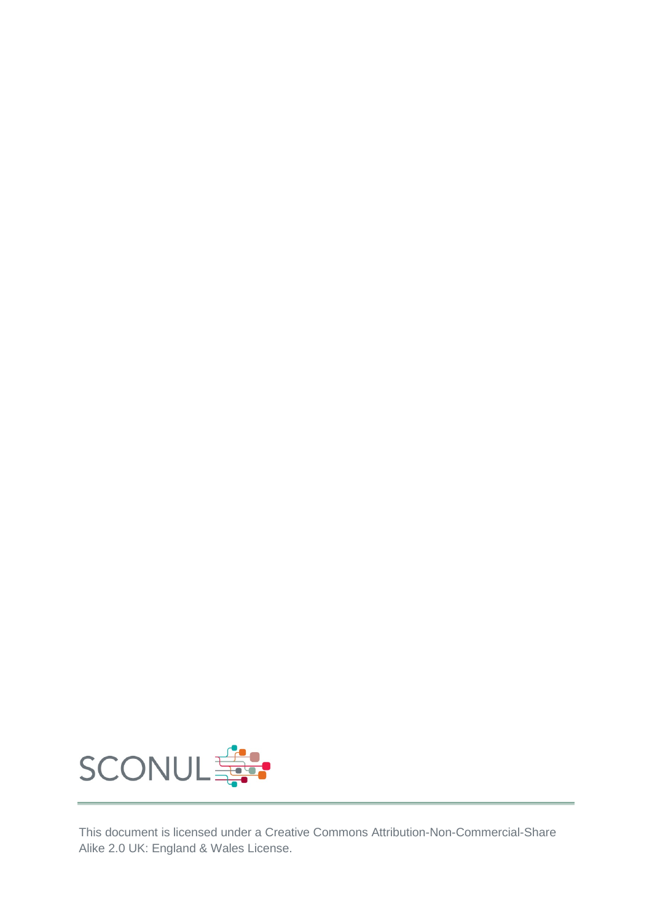SCONUL

This document is licensed under a Creative Commons Attribution-Non-Commercial-Share Alike 2.0 UK: England & Wales License.